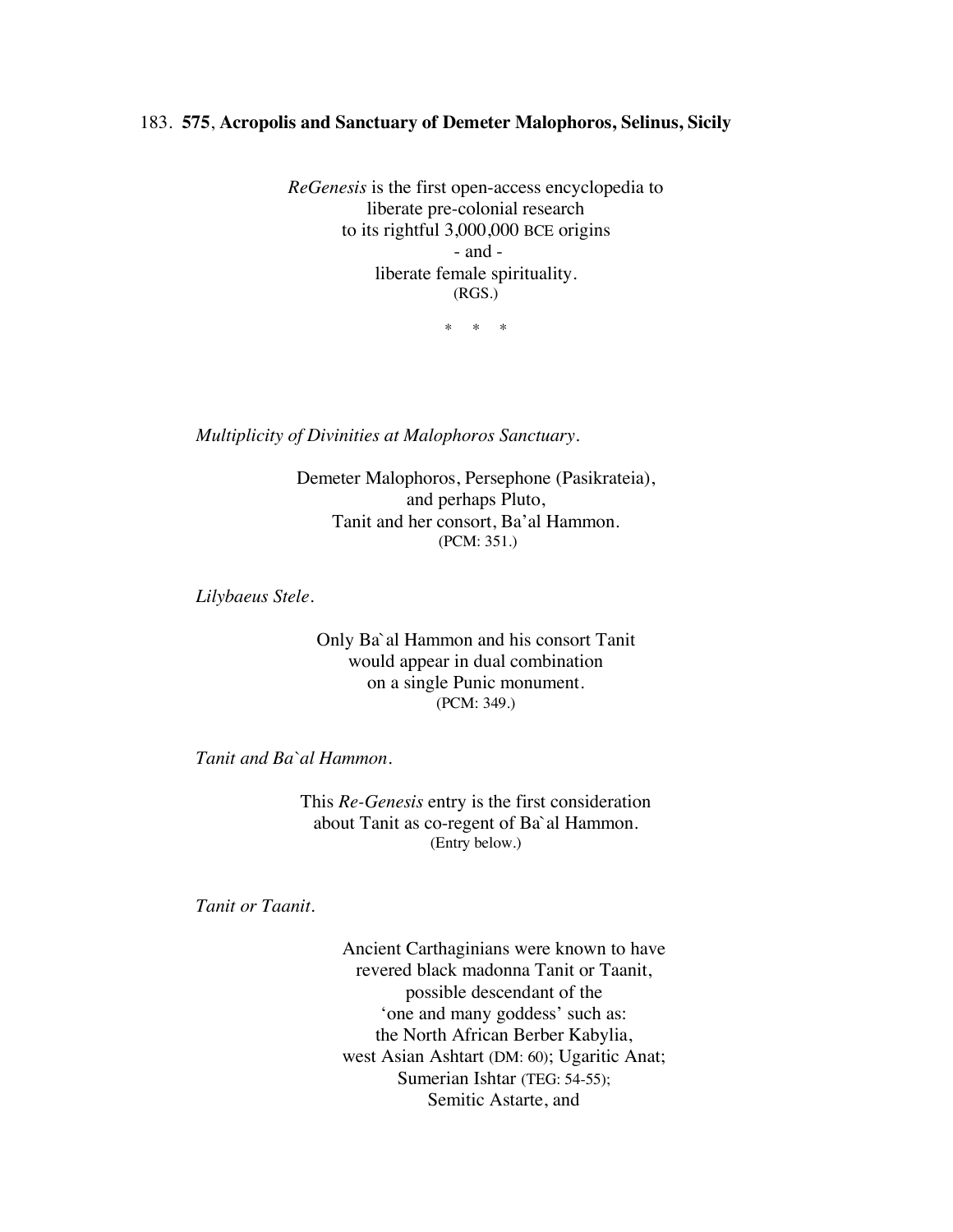183. **575**, **Acropolis and Sanctuary of Demeter Malophoros, Selinus, Sicily**

*ReGenesis* is the first open-access encyclopedia to
liberate pre-colonial research
to its rightful 3,000,000 BCE origins
- and -
liberate female spirituality.
(RGS.)

\* \* \*

*Multiplicity of Divinities at Malophoros Sanctuary.*

Demeter Malophoros, Persephone (Pasikrateia),
and perhaps Pluto,
Tanit and her consort, Ba'al Hammon.
(PCM: 351.)

*Lilybaeus Stele.*

Only Ba`al Hammon and his consort Tanit
would appear in dual combination
on a single Punic monument.
(PCM: 349.)

*Tanit and Ba`al Hammon.*

This *Re-Genesis* entry is the first consideration
about Tanit as co-regent of Ba`al Hammon.
(Entry below.)

*Tanit or Taanit.*

Ancient Carthaginians were known to have
revered black madonna Tanit or Taanit,
possible descendant of the
'one and many goddess' such as:
the North African Berber Kabylia,
west Asian Ashtart (DM: 60); Ugaritic Anat;
Sumerian Ishtar (TEG: 54-55);
Semitic Astarte, and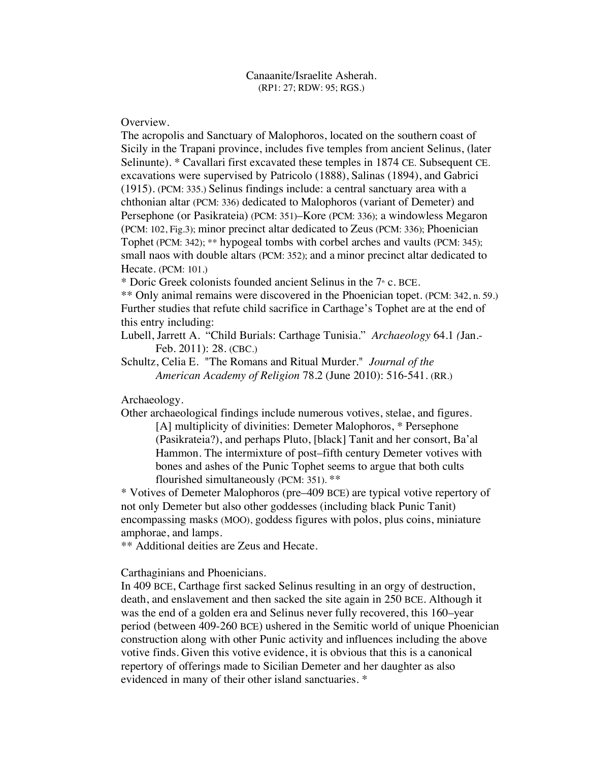Canaanite/Israelite Asherah.
(RP1: 27; RDW: 95; RGS.)

Overview.

The acropolis and Sanctuary of Malophoros, located on the southern coast of Sicily in the Trapani province, includes five temples from ancient Selinus, (later Selinunte). * Cavallari first excavated these temples in 1874 CE. Subsequent CE. excavations were supervised by Patricolo (1888), Salinas (1894), and Gabrici (1915). (PCM: 335.) Selinus findings include: a central sanctuary area with a chthonian altar (PCM: 336) dedicated to Malophoros (variant of Demeter) and Persephone (or Pasikrateia) (PCM: 351)–Kore (PCM: 336); a windowless Megaron (PCM: 102, Fig.3); minor precinct altar dedicated to Zeus (PCM: 336); Phoenician Tophet (PCM: 342); ** hypogeal tombs with corbel arches and vaults (PCM: 345); small naos with double altars (PCM: 352); and a minor precinct altar dedicated to Hecate. (PCM: 101.)

* Doric Greek colonists founded ancient Selinus in the 7th c. BCE.

** Only animal remains were discovered in the Phoenician topet. (PCM: 342, n. 59.) Further studies that refute child sacrifice in Carthage's Tophet are at the end of this entry including:

Lubell, Jarrett A. "Child Burials: Carthage Tunisia." *Archaeology* 64.1 (Jan.-Feb. 2011): 28. (CBC.)

Schultz, Celia E. "The Romans and Ritual Murder." *Journal of the American Academy of Religion* 78.2 (June 2010): 516-541. (RR.)

Archaeology.

Other archaeological findings include numerous votives, stelae, and figures.

> [A] multiplicity of divinities: Demeter Malophoros, * Persephone (Pasikrateia?), and perhaps Pluto, [black] Tanit and her consort, Ba'al Hammon. The intermixture of post–fifth century Demeter votives with bones and ashes of the Punic Tophet seems to argue that both cults flourished simultaneously (PCM: 351). **

* Votives of Demeter Malophoros (pre–409 BCE) are typical votive repertory of not only Demeter but also other goddesses (including black Punic Tanit) encompassing masks (MOO), goddess figures with polos, plus coins, miniature amphorae, and lamps.

** Additional deities are Zeus and Hecate.

Carthaginians and Phoenicians.

In 409 BCE, Carthage first sacked Selinus resulting in an orgy of destruction, death, and enslavement and then sacked the site again in 250 BCE. Although it was the end of a golden era and Selinus never fully recovered, this 160–year period (between 409-260 BCE) ushered in the Semitic world of unique Phoenician construction along with other Punic activity and influences including the above votive finds. Given this votive evidence, it is obvious that this is a canonical repertory of offerings made to Sicilian Demeter and her daughter as also evidenced in many of their other island sanctuaries. *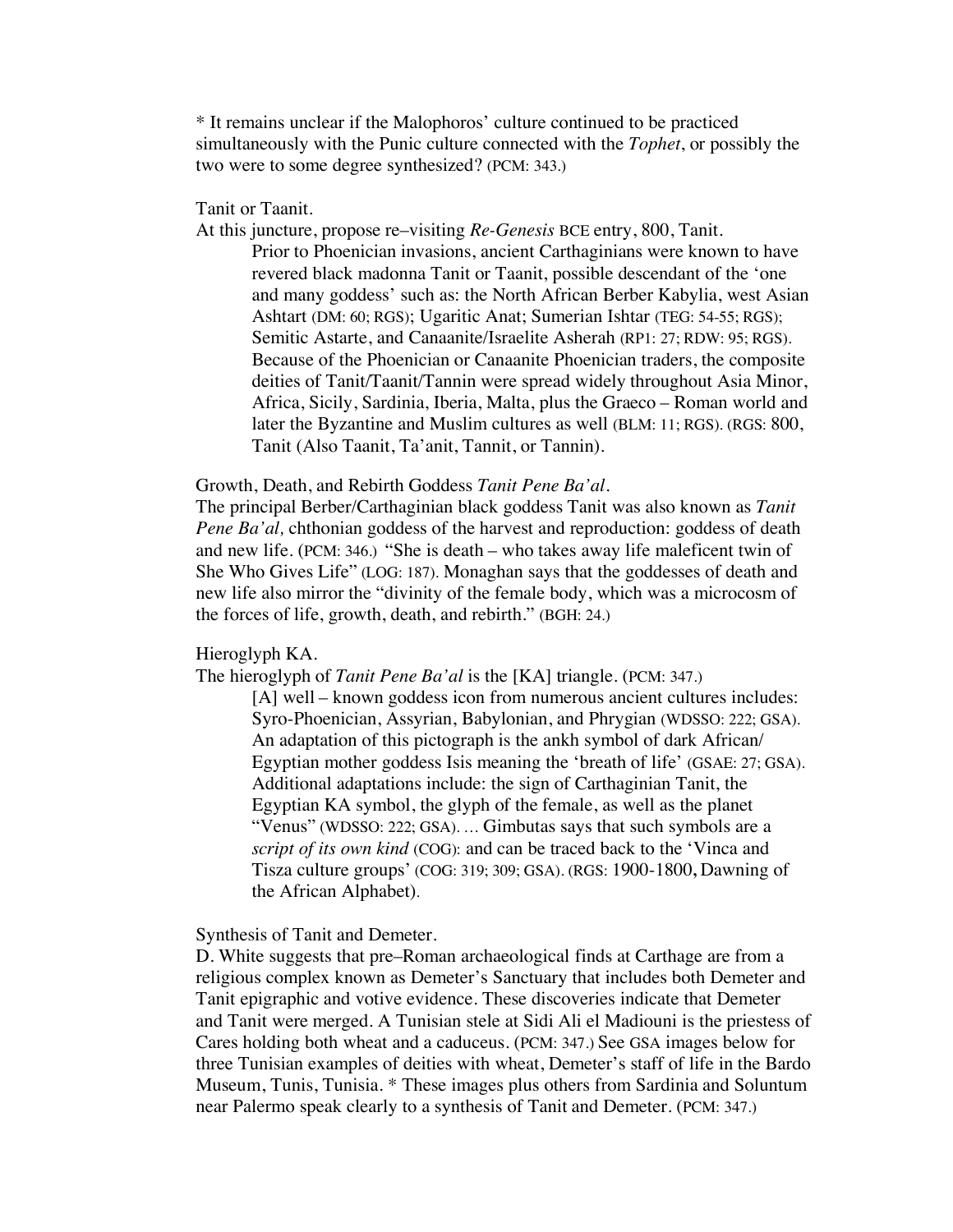* It remains unclear if the Malophoros' culture continued to be practiced simultaneously with the Punic culture connected with the *Tophet*, or possibly the two were to some degree synthesized? (PCM: 343.)

Tanit or Taanit.

At this juncture, propose re–visiting *Re-Genesis* BCE entry, 800, Tanit.

> Prior to Phoenician invasions, ancient Carthaginians were known to have revered black madonna Tanit or Taanit, possible descendant of the 'one and many goddess' such as: the North African Berber Kabylia, west Asian Ashtart (DM: 60; RGS); Ugaritic Anat; Sumerian Ishtar (TEG: 54-55; RGS); Semitic Astarte, and Canaanite/Israelite Asherah (RP1: 27; RDW: 95; RGS). Because of the Phoenician or Canaanite Phoenician traders, the composite deities of Tanit/Taanit/Tannin were spread widely throughout Asia Minor, Africa, Sicily, Sardinia, Iberia, Malta, plus the Graeco – Roman world and later the Byzantine and Muslim cultures as well (BLM: 11; RGS). (RGS: 800, Tanit (Also Taanit, Ta'anit, Tannit, or Tannin).

Growth, Death, and Rebirth Goddess *Tanit Pene Ba'al*.

The principal Berber/Carthaginian black goddess Tanit was also known as *Tanit Pene Ba'al,* chthonian goddess of the harvest and reproduction: goddess of death and new life. (PCM: 346.) "She is death – who takes away life maleficent twin of She Who Gives Life" (LOG: 187). Monaghan says that the goddesses of death and new life also mirror the "divinity of the female body, which was a microcosm of the forces of life, growth, death, and rebirth." (BGH: 24.)

Hieroglyph KA.

The hieroglyph of *Tanit Pene Ba'al* is the [KA] triangle. (PCM: 347.)

> [A] well – known goddess icon from numerous ancient cultures includes: Syro-Phoenician, Assyrian, Babylonian, and Phrygian (WDSSO: 222; GSA). An adaptation of this pictograph is the ankh symbol of dark African/ Egyptian mother goddess Isis meaning the 'breath of life' (GSAE: 27; GSA). Additional adaptations include: the sign of Carthaginian Tanit, the Egyptian KA symbol, the glyph of the female, as well as the planet "Venus" (WDSSO: 222; GSA). … Gimbutas says that such symbols are a *script of its own kind* (COG): and can be traced back to the 'Vinca and Tisza culture groups' (COG: 319; 309; GSA). (RGS: 1900-1800**,** Dawning of the African Alphabet).

Synthesis of Tanit and Demeter.

D. White suggests that pre–Roman archaeological finds at Carthage are from a religious complex known as Demeter's Sanctuary that includes both Demeter and Tanit epigraphic and votive evidence. These discoveries indicate that Demeter and Tanit were merged. A Tunisian stele at Sidi Ali el Madiouni is the priestess of Cares holding both wheat and a caduceus. (PCM: 347.) See GSA images below for three Tunisian examples of deities with wheat, Demeter's staff of life in the Bardo Museum, Tunis, Tunisia. * These images plus others from Sardinia and Soluntum near Palermo speak clearly to a synthesis of Tanit and Demeter. (PCM: 347.)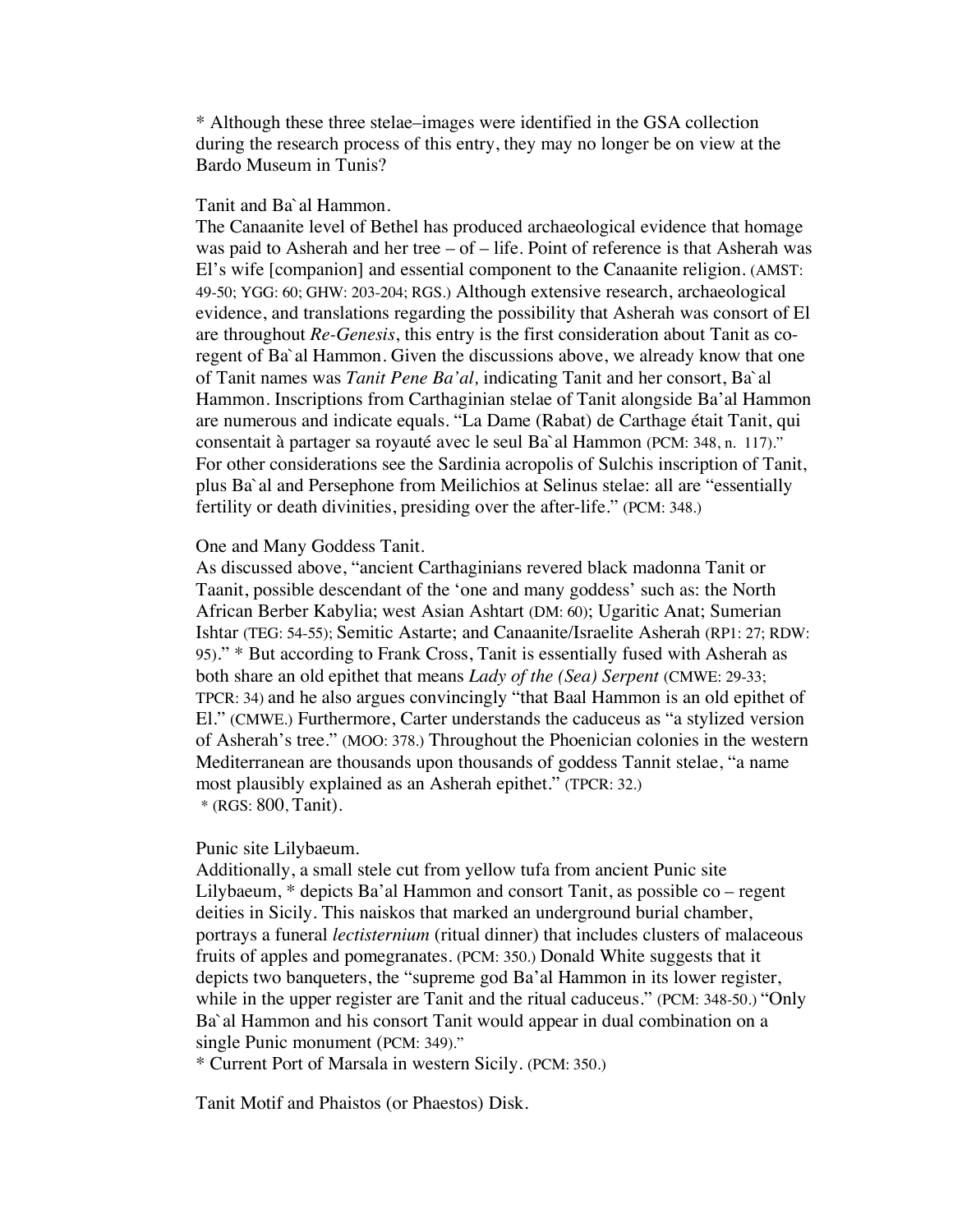* Although these three stelae–images were identified in the GSA collection during the research process of this entry, they may no longer be on view at the Bardo Museum in Tunis?

Tanit and Ba`al Hammon.
The Canaanite level of Bethel has produced archaeological evidence that homage was paid to Asherah and her tree – of – life. Point of reference is that Asherah was El's wife [companion] and essential component to the Canaanite religion. (AMST: 49-50; YGG: 60; GHW: 203-204; RGS.) Although extensive research, archaeological evidence, and translations regarding the possibility that Asherah was consort of El are throughout *Re-Genesis*, this entry is the first consideration about Tanit as co-regent of Ba`al Hammon. Given the discussions above, we already know that one of Tanit names was *Tanit Pene Ba'al,* indicating Tanit and her consort, Ba`al Hammon. Inscriptions from Carthaginian stelae of Tanit alongside Ba'al Hammon are numerous and indicate equals. "La Dame (Rabat) de Carthage était Tanit, qui consentait à partager sa royauté avec le seul Ba`al Hammon (PCM: 348, n. 117)." For other considerations see the Sardinia acropolis of Sulchis inscription of Tanit, plus Ba`al and Persephone from Meilichios at Selinus stelae: all are "essentially fertility or death divinities, presiding over the after-life." (PCM: 348.)

One and Many Goddess Tanit.
As discussed above, "ancient Carthaginians revered black madonna Tanit or Taanit, possible descendant of the 'one and many goddess' such as: the North African Berber Kabylia; west Asian Ashtart (DM: 60); Ugaritic Anat; Sumerian Ishtar (TEG: 54-55); Semitic Astarte; and Canaanite/Israelite Asherah (RP1: 27; RDW: 95)." * But according to Frank Cross, Tanit is essentially fused with Asherah as both share an old epithet that means *Lady of the (Sea) Serpent* (CMWE: 29-33; TPCR: 34) and he also argues convincingly "that Baal Hammon is an old epithet of El." (CMWE.) Furthermore, Carter understands the caduceus as "a stylized version of Asherah's tree." (MOO: 378.) Throughout the Phoenician colonies in the western Mediterranean are thousands upon thousands of goddess Tannit stelae, "a name most plausibly explained as an Asherah epithet." (TPCR: 32.)
* (RGS: 800, Tanit).

Punic site Lilybaeum.
Additionally, a small stele cut from yellow tufa from ancient Punic site Lilybaeum, * depicts Ba'al Hammon and consort Tanit, as possible co – regent deities in Sicily. This naiskos that marked an underground burial chamber, portrays a funeral *lectisternium* (ritual dinner) that includes clusters of malaceous fruits of apples and pomegranates. (PCM: 350.) Donald White suggests that it depicts two banqueters, the "supreme god Ba'al Hammon in its lower register, while in the upper register are Tanit and the ritual caduceus." (PCM: 348-50.) "Only Ba`al Hammon and his consort Tanit would appear in dual combination on a single Punic monument (PCM: 349)."
* Current Port of Marsala in western Sicily. (PCM: 350.)

Tanit Motif and Phaistos (or Phaestos) Disk.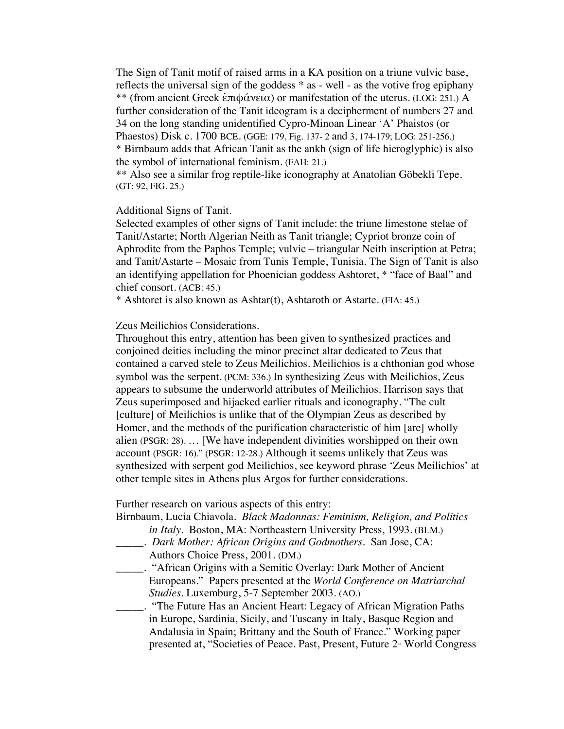The Sign of Tanit motif of raised arms in a KA position on a triune vulvic base, reflects the universal sign of the goddess * as - well - as the votive frog epiphany ** (from ancient Greek ἐπιφάνεια) or manifestation of the uterus. (LOG: 251.) A further consideration of the Tanit ideogram is a decipherment of numbers 27 and 34 on the long standing unidentified Cypro-Minoan Linear 'A' Phaistos (or Phaestos) Disk c. 1700 BCE. (GGE: 179, Fig. 137- 2 and 3, 174-179; LOG: 251-256.)
* Birnbaum adds that African Tanit as the ankh (sign of life hieroglyphic) is also the symbol of international feminism. (FAH: 21.)
** Also see a similar frog reptile-like iconography at Anatolian Göbekli Tepe. (GT: 92, FIG. 25.)

Additional Signs of Tanit.
Selected examples of other signs of Tanit include: the triune limestone stelae of Tanit/Astarte; North Algerian Neith as Tanit triangle; Cypriot bronze coin of Aphrodite from the Paphos Temple; vulvic – triangular Neith inscription at Petra; and Tanit/Astarte – Mosaic from Tunis Temple, Tunisia. The Sign of Tanit is also an identifying appellation for Phoenician goddess Ashtoret, * "face of Baal" and chief consort. (ACB: 45.)
* Ashtoret is also known as Ashtar(t), Ashtaroth or Astarte. (FIA: 45.)

Zeus Meilichios Considerations.
Throughout this entry, attention has been given to synthesized practices and conjoined deities including the minor precinct altar dedicated to Zeus that contained a carved stele to Zeus Meilichios. Meilichios is a chthonian god whose symbol was the serpent. (PCM: 336.) In synthesizing Zeus with Meilichios, Zeus appears to subsume the underworld attributes of Meilichios. Harrison says that Zeus superimposed and hijacked earlier rituals and iconography. "The cult [culture] of Meilichios is unlike that of the Olympian Zeus as described by Homer, and the methods of the purification characteristic of him [are] wholly alien (PSGR: 28). … [We have independent divinities worshipped on their own account (PSGR: 16)." (PSGR: 12-28.) Although it seems unlikely that Zeus was synthesized with serpent god Meilichios, see keyword phrase 'Zeus Meilichios' at other temple sites in Athens plus Argos for further considerations.

Further research on various aspects of this entry:

Birnbaum, Lucia Chiavola. *Black Madonnas: Feminism, Religion, and Politics in Italy*. Boston, MA: Northeastern University Press, 1993. (BLM.)

_____. *Dark Mother: African Origins and Godmothers*. San Jose, CA: Authors Choice Press, 2001. (DM.)

_____. "African Origins with a Semitic Overlay: Dark Mother of Ancient Europeans." Papers presented at the *World Conference on Matriarchal Studies*. Luxemburg, 5-7 September 2003. (AO.)

_____. "The Future Has an Ancient Heart: Legacy of African Migration Paths in Europe, Sardinia, Sicily, and Tuscany in Italy, Basque Region and Andalusia in Spain; Brittany and the South of France." Working paper presented at, "Societies of Peace. Past, Present, Future 2nd World Congress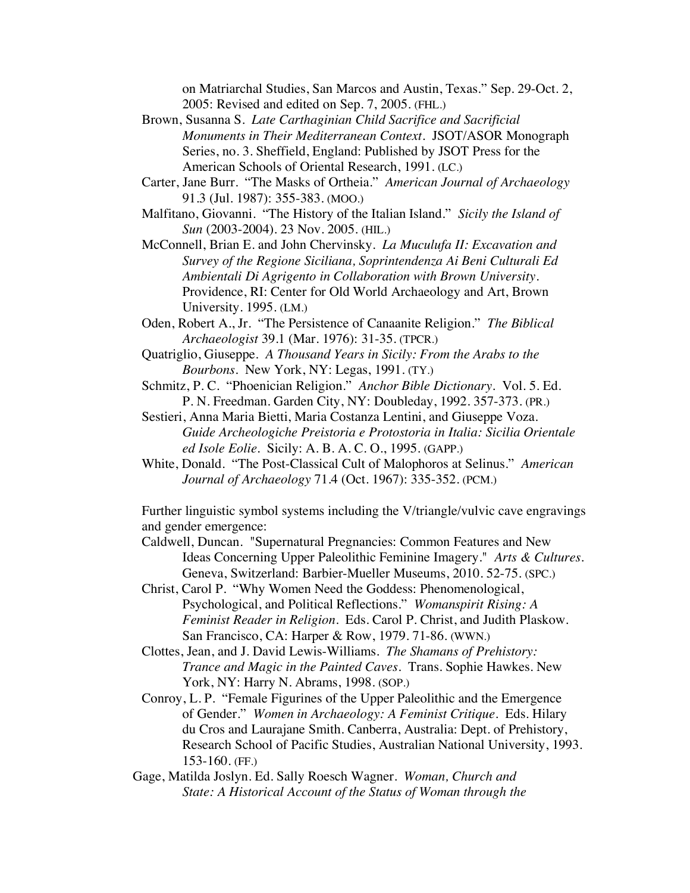on Matriarchal Studies, San Marcos and Austin, Texas." Sep. 29-Oct. 2, 2005: Revised and edited on Sep. 7, 2005. (FHL.)

Brown, Susanna S. *Late Carthaginian Child Sacrifice and Sacrificial Monuments in Their Mediterranean Context*. JSOT/ASOR Monograph Series, no. 3. Sheffield, England: Published by JSOT Press for the American Schools of Oriental Research, 1991. (LC.)

Carter, Jane Burr. "The Masks of Ortheia." *American Journal of Archaeology* 91.3 (Jul. 1987): 355-383. (MOO.)

Malfitano, Giovanni. "The History of the Italian Island." *Sicily the Island of Sun* (2003-2004). 23 Nov. 2005. (HIL.)

McConnell, Brian E. and John Chervinsky. *La Muculufa II: Excavation and Survey of the Regione Siciliana, Soprintendenza Ai Beni Culturali Ed Ambientali Di Agrigento in Collaboration with Brown University*. Providence, RI: Center for Old World Archaeology and Art, Brown University. 1995. (LM.)

Oden, Robert A., Jr. "The Persistence of Canaanite Religion." *The Biblical Archaeologist* 39.1 (Mar. 1976): 31-35. (TPCR.)

Quatriglio, Giuseppe. *A Thousand Years in Sicily: From the Arabs to the Bourbons*. New York, NY: Legas, 1991. (TY.)

Schmitz, P. C. "Phoenician Religion." *Anchor Bible Dictionary*. Vol. 5. Ed. P. N. Freedman. Garden City, NY: Doubleday, 1992. 357-373. (PR.)

Sestieri, Anna Maria Bietti, Maria Costanza Lentini, and Giuseppe Voza. *Guide Archeologiche Preistoria e Protostoria in Italia: Sicilia Orientale ed Isole Eolie*. Sicily: A. B. A. C. O., 1995. (GAPP.)

White, Donald. "The Post-Classical Cult of Malophoros at Selinus." *American Journal of Archaeology* 71.4 (Oct. 1967): 335-352. (PCM.)

Further linguistic symbol systems including the V/triangle/vulvic cave engravings and gender emergence:

Caldwell, Duncan. "Supernatural Pregnancies: Common Features and New Ideas Concerning Upper Paleolithic Feminine Imagery." *Arts & Cultures*. Geneva, Switzerland: Barbier-Mueller Museums, 2010. 52-75. (SPC.)

Christ, Carol P. "Why Women Need the Goddess: Phenomenological, Psychological, and Political Reflections." *Womanspirit Rising: A Feminist Reader in Religion*. Eds. Carol P. Christ, and Judith Plaskow. San Francisco, CA: Harper & Row, 1979. 71-86. (WWN.)

Clottes, Jean, and J. David Lewis-Williams. *The Shamans of Prehistory: Trance and Magic in the Painted Caves*. Trans. Sophie Hawkes. New York, NY: Harry N. Abrams, 1998. (SOP.)

Conroy, L. P. "Female Figurines of the Upper Paleolithic and the Emergence of Gender." *Women in Archaeology: A Feminist Critique*. Eds. Hilary du Cros and Laurajane Smith. Canberra, Australia: Dept. of Prehistory, Research School of Pacific Studies, Australian National University, 1993. 153-160. (FF.)

Gage, Matilda Joslyn. Ed. Sally Roesch Wagner. *Woman, Church and State: A Historical Account of the Status of Woman through the*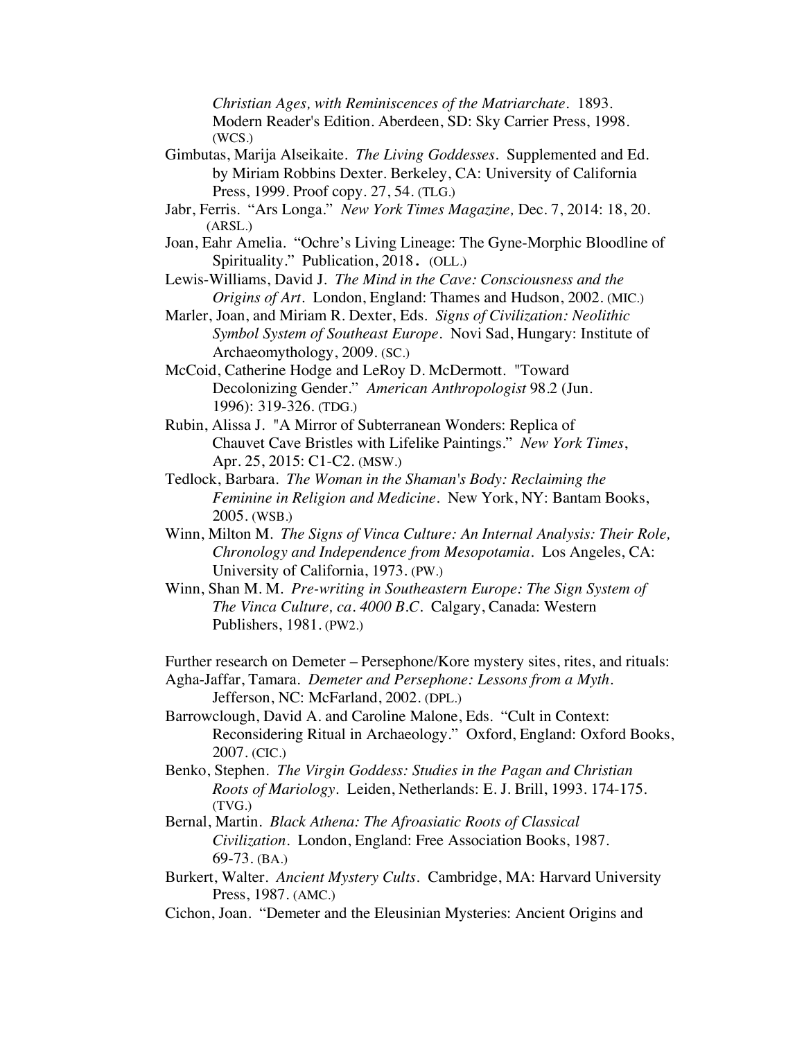*Christian Ages, with Reminiscences of the Matriarchate*. 1893. Modern Reader's Edition. Aberdeen, SD: Sky Carrier Press, 1998. (WCS.)

Gimbutas, Marija Alseikaite. *The Living Goddesses*. Supplemented and Ed. by Miriam Robbins Dexter. Berkeley, CA: University of California Press, 1999. Proof copy. 27, 54. (TLG.)

Jabr, Ferris. "Ars Longa." *New York Times Magazine,* Dec. 7, 2014: 18, 20. (ARSL.)

Joan, Eahr Amelia. "Ochre's Living Lineage: The Gyne-Morphic Bloodline of Spirituality." Publication, 2018. (OLL.)

Lewis-Williams, David J. *The Mind in the Cave: Consciousness and the Origins of Art*. London, England: Thames and Hudson, 2002. (MIC.)

Marler, Joan, and Miriam R. Dexter, Eds. *Signs of Civilization: Neolithic Symbol System of Southeast Europe*. Novi Sad, Hungary: Institute of Archaeomythology, 2009. (SC.)

McCoid, Catherine Hodge and LeRoy D. McDermott. "Toward Decolonizing Gender." *American Anthropologist* 98.2 (Jun. 1996): 319-326. (TDG.)

Rubin, Alissa J. "A Mirror of Subterranean Wonders: Replica of Chauvet Cave Bristles with Lifelike Paintings." *New York Times*, Apr. 25, 2015: C1-C2. (MSW.)

Tedlock, Barbara. *The Woman in the Shaman's Body: Reclaiming the Feminine in Religion and Medicine*. New York, NY: Bantam Books, 2005. (WSB.)

Winn, Milton M. *The Signs of Vinca Culture: An Internal Analysis: Their Role, Chronology and Independence from Mesopotamia*. Los Angeles, CA: University of California, 1973. (PW.)

Winn, Shan M. M. *Pre-writing in Southeastern Europe: The Sign System of The Vinca Culture, ca. 4000 B.C*. Calgary, Canada: Western Publishers, 1981. (PW2.)

Further research on Demeter – Persephone/Kore mystery sites, rites, and rituals:

Agha-Jaffar, Tamara. *Demeter and Persephone: Lessons from a Myth*. Jefferson, NC: McFarland, 2002. (DPL.)

Barrowclough, David A. and Caroline Malone, Eds. "Cult in Context: Reconsidering Ritual in Archaeology." Oxford, England: Oxford Books, 2007. (CIC.)

Benko, Stephen. *The Virgin Goddess: Studies in the Pagan and Christian Roots of Mariology*. Leiden, Netherlands: E. J. Brill, 1993. 174-175. (TVG.)

Bernal, Martin. *Black Athena: The Afroasiatic Roots of Classical Civilization*. London, England: Free Association Books, 1987. 69-73. (BA.)

Burkert, Walter. *Ancient Mystery Cults*. Cambridge, MA: Harvard University Press, 1987. (AMC.)

Cichon, Joan. "Demeter and the Eleusinian Mysteries: Ancient Origins and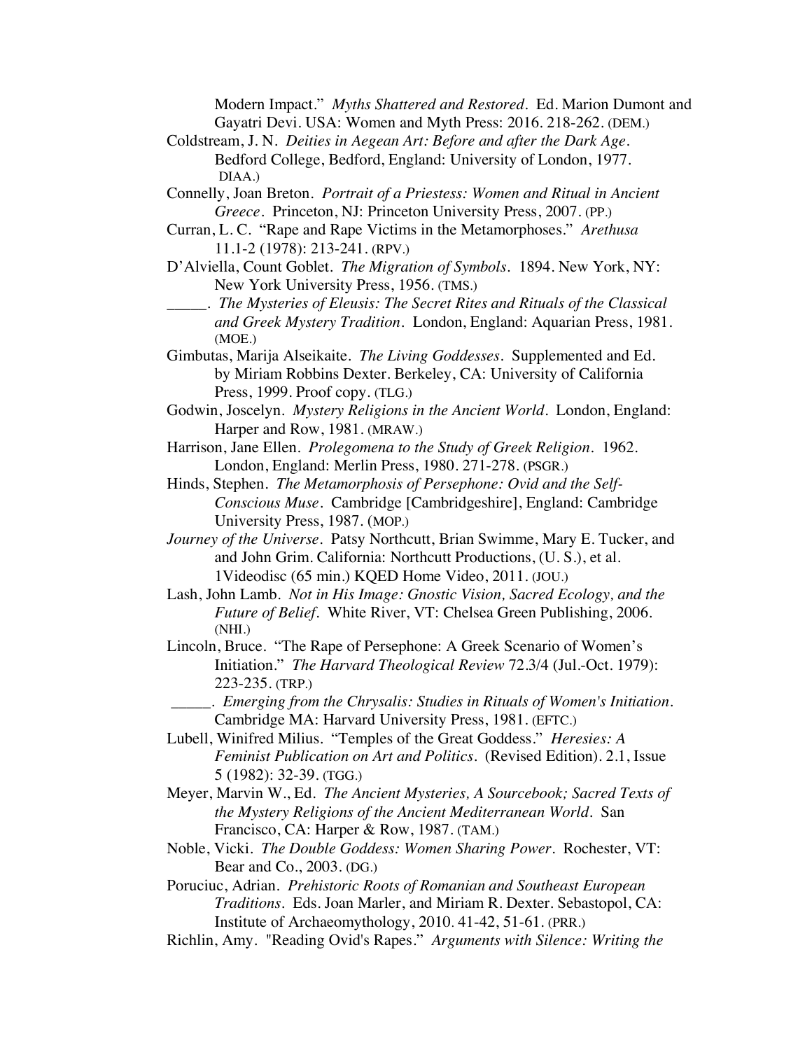Modern Impact." *Myths Shattered and Restored*. Ed. Marion Dumont and Gayatri Devi. USA: Women and Myth Press: 2016. 218-262. (DEM.)

Coldstream, J. N. *Deities in Aegean Art: Before and after the Dark Age*. Bedford College, Bedford, England: University of London, 1977. DIAA.)

Connelly, Joan Breton. *Portrait of a Priestess: Women and Ritual in Ancient Greece*. Princeton, NJ: Princeton University Press, 2007. (PP.)

Curran, L. C. "Rape and Rape Victims in the Metamorphoses." *Arethusa* 11.1-2 (1978): 213-241. (RPV.)

D'Alviella, Count Goblet. *The Migration of Symbols*. 1894. New York, NY: New York University Press, 1956. (TMS.)

_____. *The Mysteries of Eleusis: The Secret Rites and Rituals of the Classical and Greek Mystery Tradition*. London, England: Aquarian Press, 1981. (MOE.)

Gimbutas, Marija Alseikaite. *The Living Goddesses*. Supplemented and Ed. by Miriam Robbins Dexter. Berkeley, CA: University of California Press, 1999. Proof copy. (TLG.)

Godwin, Joscelyn. *Mystery Religions in the Ancient World*. London, England: Harper and Row, 1981. (MRAW.)

Harrison, Jane Ellen. *Prolegomena to the Study of Greek Religion*. 1962. London, England: Merlin Press, 1980. 271-278. (PSGR.)

Hinds, Stephen. *The Metamorphosis of Persephone: Ovid and the Self-Conscious Muse*. Cambridge [Cambridgeshire], England: Cambridge University Press, 1987. (MOP.)

*Journey of the Universe*. Patsy Northcutt, Brian Swimme, Mary E. Tucker, and and John Grim. California: Northcutt Productions, (U. S.), et al. 1Videodisc (65 min.) KQED Home Video, 2011. (JOU.)

Lash, John Lamb. *Not in His Image: Gnostic Vision, Sacred Ecology, and the Future of Belief*. White River, VT: Chelsea Green Publishing, 2006. (NHI.)

Lincoln, Bruce. "The Rape of Persephone: A Greek Scenario of Women's Initiation." *The Harvard Theological Review* 72.3/4 (Jul.-Oct. 1979): 223-235. (TRP.)

_____. *Emerging from the Chrysalis: Studies in Rituals of Women's Initiation*. Cambridge MA: Harvard University Press, 1981. (EFTC.)

Lubell, Winifred Milius. "Temples of the Great Goddess." *Heresies: A Feminist Publication on Art and Politics*. (Revised Edition). 2.1, Issue 5 (1982): 32-39. (TGG.)

Meyer, Marvin W., Ed. *The Ancient Mysteries, A Sourcebook; Sacred Texts of the Mystery Religions of the Ancient Mediterranean World*. San Francisco, CA: Harper & Row, 1987. (TAM.)

Noble, Vicki. *The Double Goddess: Women Sharing Power*. Rochester, VT: Bear and Co., 2003. (DG.)

Poruciuc, Adrian. *Prehistoric Roots of Romanian and Southeast European Traditions*. Eds. Joan Marler, and Miriam R. Dexter. Sebastopol, CA: Institute of Archaeomythology, 2010. 41-42, 51-61. (PRR.)

Richlin, Amy. "Reading Ovid's Rapes." *Arguments with Silence: Writing the*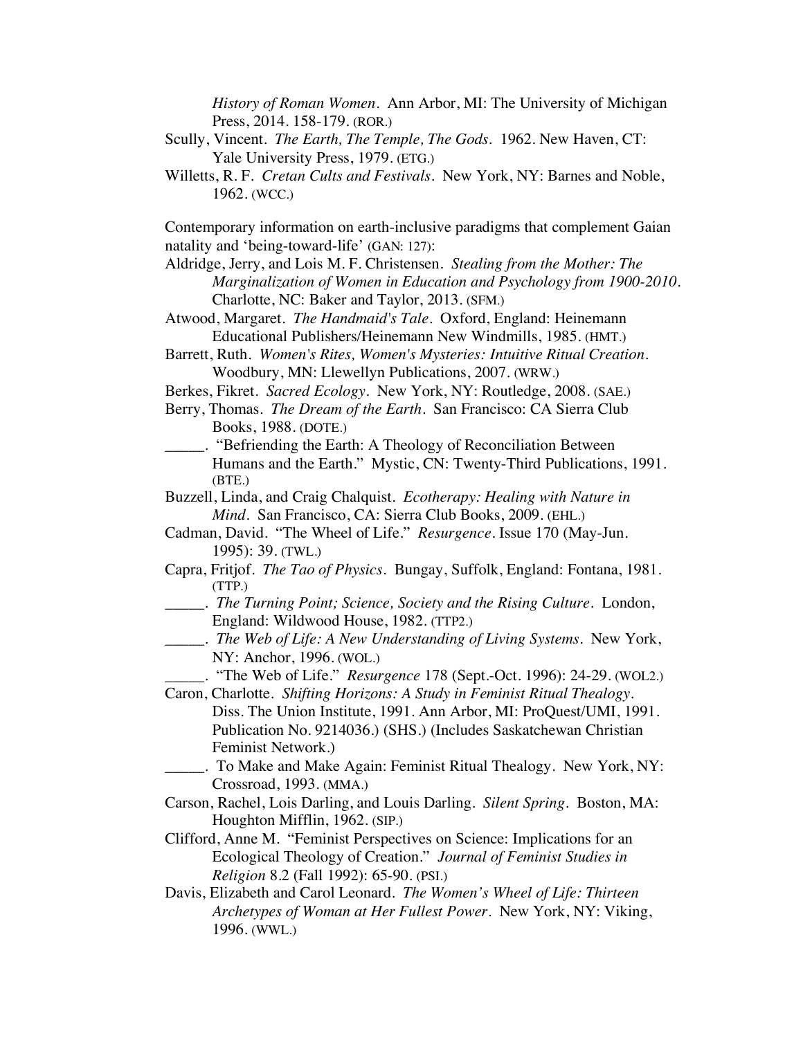*History of Roman Women*. Ann Arbor, MI: The University of Michigan Press, 2014. 158-179. (ROR.)

Scully, Vincent. *The Earth, The Temple, The Gods*. 1962. New Haven, CT: Yale University Press, 1979. (ETG.)

Willetts, R. F. *Cretan Cults and Festivals*. New York, NY: Barnes and Noble, 1962. (WCC.)

Contemporary information on earth-inclusive paradigms that complement Gaian natality and 'being-toward-life' (GAN: 127):

Aldridge, Jerry, and Lois M. F. Christensen. *Stealing from the Mother: The Marginalization of Women in Education and Psychology from 1900-2010*. Charlotte, NC: Baker and Taylor, 2013. (SFM.)

Atwood, Margaret. *The Handmaid's Tale*. Oxford, England: Heinemann Educational Publishers/Heinemann New Windmills, 1985. (HMT.)

Barrett, Ruth. *Women's Rites, Women's Mysteries: Intuitive Ritual Creation*. Woodbury, MN: Llewellyn Publications, 2007. (WRW.)

Berkes, Fikret. *Sacred Ecology*. New York, NY: Routledge, 2008. (SAE.)

Berry, Thomas. *The Dream of the Earth*. San Francisco: CA Sierra Club Books, 1988. (DOTE.)

_____. "Befriending the Earth: A Theology of Reconciliation Between Humans and the Earth." Mystic, CN: Twenty-Third Publications, 1991. (BTE.)

Buzzell, Linda, and Craig Chalquist. *Ecotherapy: Healing with Nature in Mind*. San Francisco, CA: Sierra Club Books, 2009. (EHL.)

Cadman, David. "The Wheel of Life." *Resurgence*. Issue 170 (May-Jun. 1995): 39. (TWL.)

Capra, Fritjof. *The Tao of Physics*. Bungay, Suffolk, England: Fontana, 1981. (TTP.)

_____. *The Turning Point; Science, Society and the Rising Culture*. London, England: Wildwood House, 1982. (TTP2.)

_____. *The Web of Life: A New Understanding of Living Systems*. New York, NY: Anchor, 1996. (WOL.)

_____. "The Web of Life." *Resurgence* 178 (Sept.-Oct. 1996): 24-29. (WOL2.)

Caron, Charlotte. *Shifting Horizons: A Study in Feminist Ritual Thealogy*. Diss. The Union Institute, 1991. Ann Arbor, MI: ProQuest/UMI, 1991. Publication No. 9214036.) (SHS.) (Includes Saskatchewan Christian Feminist Network.)

_____. To Make and Make Again: Feminist Ritual Thealogy. New York, NY: Crossroad, 1993. (MMA.)

Carson, Rachel, Lois Darling, and Louis Darling. *Silent Spring*. Boston, MA: Houghton Mifflin, 1962. (SIP.)

Clifford, Anne M. "Feminist Perspectives on Science: Implications for an Ecological Theology of Creation." *Journal of Feminist Studies in Religion* 8.2 (Fall 1992): 65-90. (PSI.)

Davis, Elizabeth and Carol Leonard. *The Women's Wheel of Life: Thirteen Archetypes of Woman at Her Fullest Power*. New York, NY: Viking, 1996. (WWL.)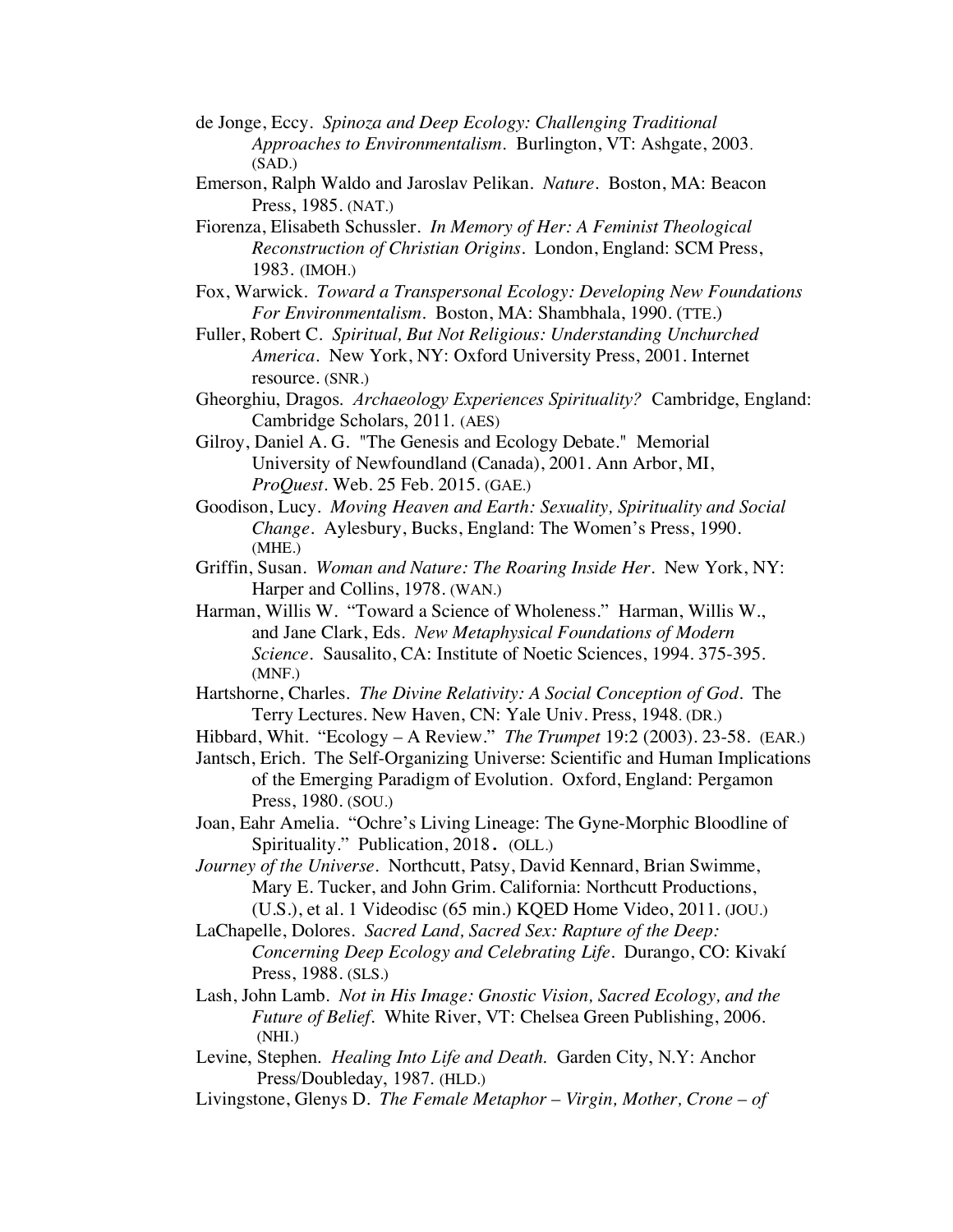de Jonge, Eccy. *Spinoza and Deep Ecology: Challenging Traditional Approaches to Environmentalism*. Burlington, VT: Ashgate, 2003. (SAD.)

Emerson, Ralph Waldo and Jaroslav Pelikan. *Nature*. Boston, MA: Beacon Press, 1985. (NAT.)

Fiorenza, Elisabeth Schussler. *In Memory of Her: A Feminist Theological Reconstruction of Christian Origins*. London, England: SCM Press, 1983. (IMOH.)

Fox, Warwick. *Toward a Transpersonal Ecology: Developing New Foundations For Environmentalism*. Boston, MA: Shambhala, 1990. (TTE.)

Fuller, Robert C. *Spiritual, But Not Religious: Understanding Unchurched America*. New York, NY: Oxford University Press, 2001. Internet resource. (SNR.)

Gheorghiu, Dragos. *Archaeology Experiences Spirituality?* Cambridge, England: Cambridge Scholars, 2011. (AES)

Gilroy, Daniel A. G. "The Genesis and Ecology Debate." Memorial University of Newfoundland (Canada), 2001. Ann Arbor, MI, *ProQuest*. Web. 25 Feb. 2015. (GAE.)

Goodison, Lucy. *Moving Heaven and Earth: Sexuality, Spirituality and Social Change*. Aylesbury, Bucks, England: The Women's Press, 1990. (MHE.)

Griffin, Susan. *Woman and Nature: The Roaring Inside Her*. New York, NY: Harper and Collins, 1978. (WAN.)

Harman, Willis W. "Toward a Science of Wholeness." Harman, Willis W., and Jane Clark, Eds. *New Metaphysical Foundations of Modern Science*. Sausalito, CA: Institute of Noetic Sciences, 1994. 375-395. (MNF.)

Hartshorne, Charles. *The Divine Relativity: A Social Conception of God*. The Terry Lectures. New Haven, CN: Yale Univ. Press, 1948. (DR.)

Hibbard, Whit. "Ecology – A Review." *The Trumpet* 19:2 (2003). 23-58. (EAR.)

Jantsch, Erich. The Self-Organizing Universe: Scientific and Human Implications of the Emerging Paradigm of Evolution. Oxford, England: Pergamon Press, 1980. (SOU.)

Joan, Eahr Amelia. "Ochre's Living Lineage: The Gyne-Morphic Bloodline of Spirituality." Publication, 2018. (OLL.)

*Journey of the Universe*. Northcutt, Patsy, David Kennard, Brian Swimme, Mary E. Tucker, and John Grim. California: Northcutt Productions, (U.S.), et al. 1 Videodisc (65 min.) KQED Home Video, 2011. (JOU.)

LaChapelle, Dolores. *Sacred Land, Sacred Sex: Rapture of the Deep: Concerning Deep Ecology and Celebrating Life*. Durango, CO: Kivakí Press, 1988. (SLS.)

Lash, John Lamb. *Not in His Image: Gnostic Vision, Sacred Ecology, and the Future of Belief*. White River, VT: Chelsea Green Publishing, 2006. (NHI.)

Levine, Stephen. *Healing Into Life and Death.* Garden City, N.Y: Anchor Press/Doubleday, 1987. (HLD.)

Livingstone, Glenys D. *The Female Metaphor – Virgin, Mother, Crone – of*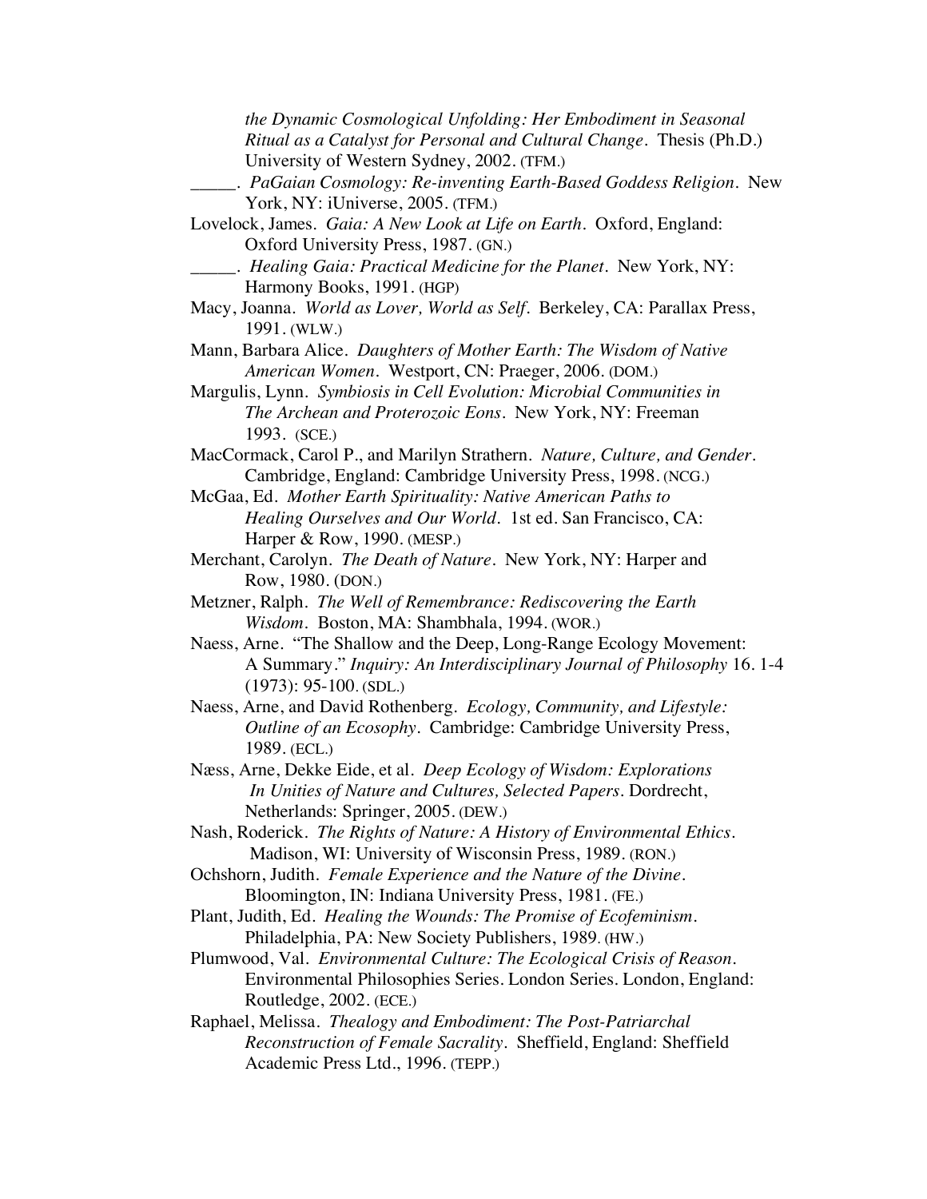*the Dynamic Cosmological Unfolding: Her Embodiment in Seasonal Ritual as a Catalyst for Personal and Cultural Change*. Thesis (Ph.D.) University of Western Sydney, 2002. (TFM.)

_____. *PaGaian Cosmology: Re-inventing Earth-Based Goddess Religion*. New York, NY: iUniverse, 2005. (TFM.)

Lovelock, James. *Gaia: A New Look at Life on Earth*. Oxford, England: Oxford University Press, 1987. (GN.)

_____. *Healing Gaia: Practical Medicine for the Planet*. New York, NY: Harmony Books, 1991. (HGP)

Macy, Joanna. *World as Lover, World as Self*. Berkeley, CA: Parallax Press, 1991. (WLW.)

Mann, Barbara Alice. *Daughters of Mother Earth: The Wisdom of Native American Women*. Westport, CN: Praeger, 2006. (DOM.)

Margulis, Lynn. *Symbiosis in Cell Evolution: Microbial Communities in The Archean and Proterozoic Eons*. New York, NY: Freeman 1993. (SCE.)

MacCormack, Carol P., and Marilyn Strathern. *Nature, Culture, and Gender*. Cambridge, England: Cambridge University Press, 1998. (NCG.)

McGaa, Ed. *Mother Earth Spirituality: Native American Paths to Healing Ourselves and Our World*. 1st ed. San Francisco, CA: Harper & Row, 1990. (MESP.)

Merchant, Carolyn. *The Death of Nature*. New York, NY: Harper and Row, 1980. (DON.)

Metzner, Ralph. *The Well of Remembrance: Rediscovering the Earth Wisdom*. Boston, MA: Shambhala, 1994. (WOR.)

Naess, Arne. "The Shallow and the Deep, Long-Range Ecology Movement: A Summary." *Inquiry: An Interdisciplinary Journal of Philosophy* 16. 1-4 (1973): 95-100. (SDL.)

Naess, Arne, and David Rothenberg. *Ecology, Community, and Lifestyle: Outline of an Ecosophy*. Cambridge: Cambridge University Press, 1989. (ECL.)

Næss, Arne, Dekke Eide, et al. *Deep Ecology of Wisdom: Explorations In Unities of Nature and Cultures, Selected Papers*. Dordrecht, Netherlands: Springer, 2005. (DEW.)

Nash, Roderick. *The Rights of Nature: A History of Environmental Ethics*. Madison, WI: University of Wisconsin Press, 1989. (RON.)

Ochshorn, Judith. *Female Experience and the Nature of the Divine*. Bloomington, IN: Indiana University Press, 1981. (FE.)

Plant, Judith, Ed. *Healing the Wounds: The Promise of Ecofeminism*. Philadelphia, PA: New Society Publishers, 1989. (HW.)

Plumwood, Val. *Environmental Culture: The Ecological Crisis of Reason*. Environmental Philosophies Series. London Series. London, England: Routledge, 2002. (ECE.)

Raphael, Melissa. *Thealogy and Embodiment: The Post-Patriarchal Reconstruction of Female Sacrality*. Sheffield, England: Sheffield Academic Press Ltd., 1996. (TEPP.)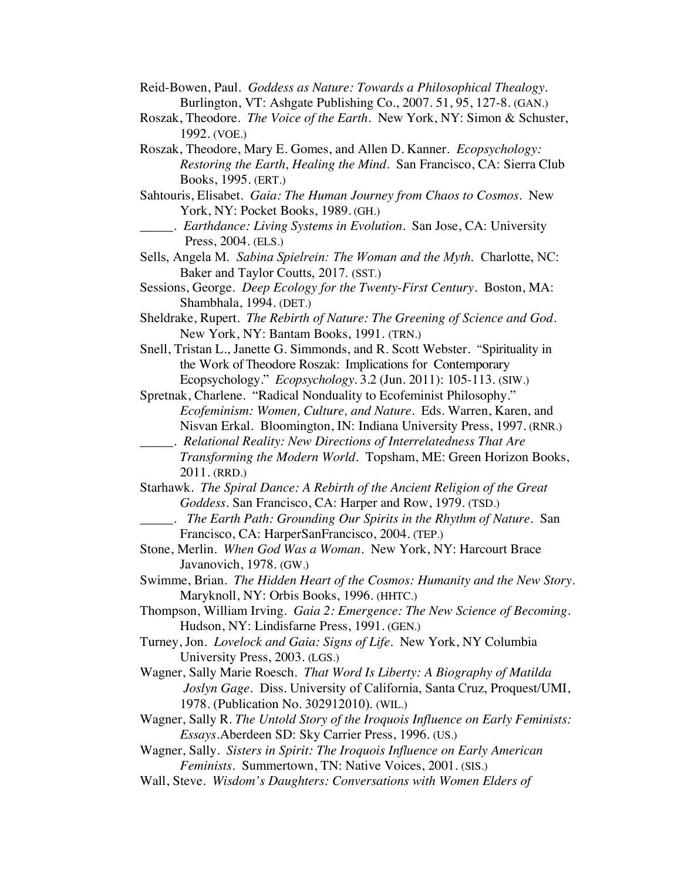Reid-Bowen, Paul. *Goddess as Nature: Towards a Philosophical Thealogy*. Burlington, VT: Ashgate Publishing Co., 2007. 51, 95, 127-8. (GAN.)

Roszak, Theodore. *The Voice of the Earth*. New York, NY: Simon & Schuster, 1992. (VOE.)

Roszak, Theodore, Mary E. Gomes, and Allen D. Kanner. *Ecopsychology: Restoring the Earth, Healing the Mind*. San Francisco, CA: Sierra Club Books, 1995. (ERT.)

Sahtouris, Elisabet. *Gaia: The Human Journey from Chaos to Cosmos*. New York, NY: Pocket Books, 1989. (GH.)

_____. *Earthdance: Living Systems in Evolution*. San Jose, CA: University Press, 2004. (ELS.)

Sells, Angela M. *Sabina Spielrein: The Woman and the Myth.* Charlotte, NC: Baker and Taylor Coutts, 2017. (SST.)

Sessions, George. *Deep Ecology for the Twenty-First Century*. Boston, MA: Shambhala, 1994. (DET.)

Sheldrake, Rupert. *The Rebirth of Nature: The Greening of Science and God*. New York, NY: Bantam Books, 1991. (TRN.)

Snell, Tristan L., Janette G. Simmonds, and R. Scott Webster. "Spirituality in the Work of Theodore Roszak: Implications for Contemporary Ecopsychology." *Ecopsychology*. 3.2 (Jun. 2011): 105-113. (SIW.)

Spretnak, Charlene. "Radical Nonduality to Ecofeminist Philosophy." *Ecofeminism: Women, Culture, and Nature*. Eds. Warren, Karen, and Nisvan Erkal. Bloomington, IN: Indiana University Press, 1997. (RNR.)

_____. *Relational Reality: New Directions of Interrelatedness That Are Transforming the Modern World*. Topsham, ME: Green Horizon Books, 2011. (RRD.)

Starhawk. *The Spiral Dance: A Rebirth of the Ancient Religion of the Great Goddess*. San Francisco, CA: Harper and Row, 1979. (TSD.)

_____. *The Earth Path: Grounding Our Spirits in the Rhythm of Nature*. San Francisco, CA: HarperSanFrancisco, 2004. (TEP.)

Stone, Merlin. *When God Was a Woman*. New York, NY: Harcourt Brace Javanovich, 1978. (GW.)

Swimme, Brian. *The Hidden Heart of the Cosmos: Humanity and the New Story*. Maryknoll, NY: Orbis Books, 1996. (HHTC.)

Thompson, William Irving. *Gaia 2: Emergence: The New Science of Becoming*. Hudson, NY: Lindisfarne Press, 1991. (GEN.)

Turney, Jon. *Lovelock and Gaia: Signs of Life*. New York, NY Columbia University Press, 2003. (LGS.)

Wagner, Sally Marie Roesch. *That Word Is Liberty: A Biography of Matilda Joslyn Gage*. Diss. University of California, Santa Cruz, Proquest/UMI, 1978. (Publication No. 302912010). (WIL.)

Wagner, Sally R. *The Untold Story of the Iroquois Influence on Early Feminists: Essays*. Aberdeen SD: Sky Carrier Press, 1996. (US.)

Wagner, Sally. *Sisters in Spirit: The Iroquois Influence on Early American Feminists*. Summertown, TN: Native Voices, 2001. (SIS.)

Wall, Steve. *Wisdom's Daughters: Conversations with Women Elders of*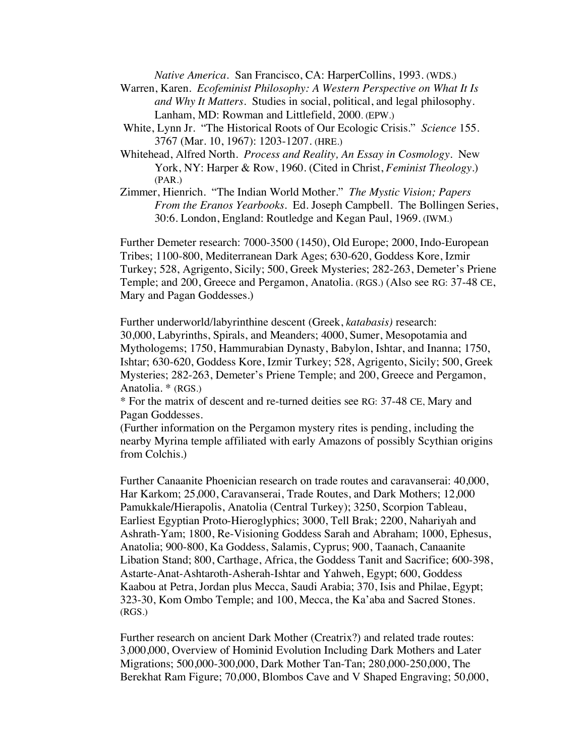*Native America*. San Francisco, CA: HarperCollins, 1993. (WDS.)

Warren, Karen. *Ecofeminist Philosophy: A Western Perspective on What It Is and Why It Matters*. Studies in social, political, and legal philosophy. Lanham, MD: Rowman and Littlefield, 2000. (EPW.)

White, Lynn Jr. "The Historical Roots of Our Ecologic Crisis." *Science* 155. 3767 (Mar. 10, 1967): 1203-1207. (HRE.)

Whitehead, Alfred North. *Process and Reality, An Essay in Cosmology*. New York, NY: Harper & Row, 1960. (Cited in Christ, *Feminist Theology*.) (PAR.)

Zimmer, Hienrich. "The Indian World Mother." *The Mystic Vision; Papers From the Eranos Yearbooks*. Ed. Joseph Campbell. The Bollingen Series, 30:6. London, England: Routledge and Kegan Paul, 1969. (IWM.)

Further Demeter research: 7000-3500 (1450), Old Europe; 2000, Indo-European Tribes; 1100-800, Mediterranean Dark Ages; 630-620, Goddess Kore, Izmir Turkey; 528, Agrigento, Sicily; 500, Greek Mysteries; 282-263, Demeter's Priene Temple; and 200, Greece and Pergamon, Anatolia. (RGS.) (Also see RG: 37-48 CE, Mary and Pagan Goddesses.)

Further underworld/labyrinthine descent (Greek, *katabasis)* research: 30,000, Labyrinths, Spirals, and Meanders; 4000, Sumer, Mesopotamia and Mythologems; 1750, Hammurabian Dynasty, Babylon, Ishtar, and Inanna; 1750, Ishtar; 630-620, Goddess Kore, Izmir Turkey; 528, Agrigento, Sicily; 500, Greek Mysteries; 282-263, Demeter's Priene Temple; and 200, Greece and Pergamon, Anatolia. * (RGS.)

* For the matrix of descent and re-turned deities see RG: 37-48 CE, Mary and Pagan Goddesses.

(Further information on the Pergamon mystery rites is pending, including the nearby Myrina temple affiliated with early Amazons of possibly Scythian origins from Colchis.)

Further Canaanite Phoenician research on trade routes and caravanserai: 40,000, Har Karkom; 25,000, Caravanserai, Trade Routes, and Dark Mothers; 12,000 Pamukkale/Hierapolis, Anatolia (Central Turkey); 3250, Scorpion Tableau, Earliest Egyptian Proto-Hieroglyphics; 3000, Tell Brak; 2200, Nahariyah and Ashrath-Yam; 1800, Re-Visioning Goddess Sarah and Abraham; 1000, Ephesus, Anatolia; 900-800, Ka Goddess, Salamis, Cyprus; 900, Taanach, Canaanite Libation Stand; 800, Carthage, Africa, the Goddess Tanit and Sacrifice; 600-398, Astarte-Anat-Ashtaroth-Asherah-Ishtar and Yahweh, Egypt; 600, Goddess Kaabou at Petra, Jordan plus Mecca, Saudi Arabia; 370, Isis and Philae, Egypt; 323-30, Kom Ombo Temple; and 100, Mecca, the Ka'aba and Sacred Stones. (RGS.)

Further research on ancient Dark Mother (Creatrix?) and related trade routes: 3,000,000, Overview of Hominid Evolution Including Dark Mothers and Later Migrations; 500,000-300,000, Dark Mother Tan-Tan; 280,000-250,000, The Berekhat Ram Figure; 70,000, Blombos Cave and V Shaped Engraving; 50,000,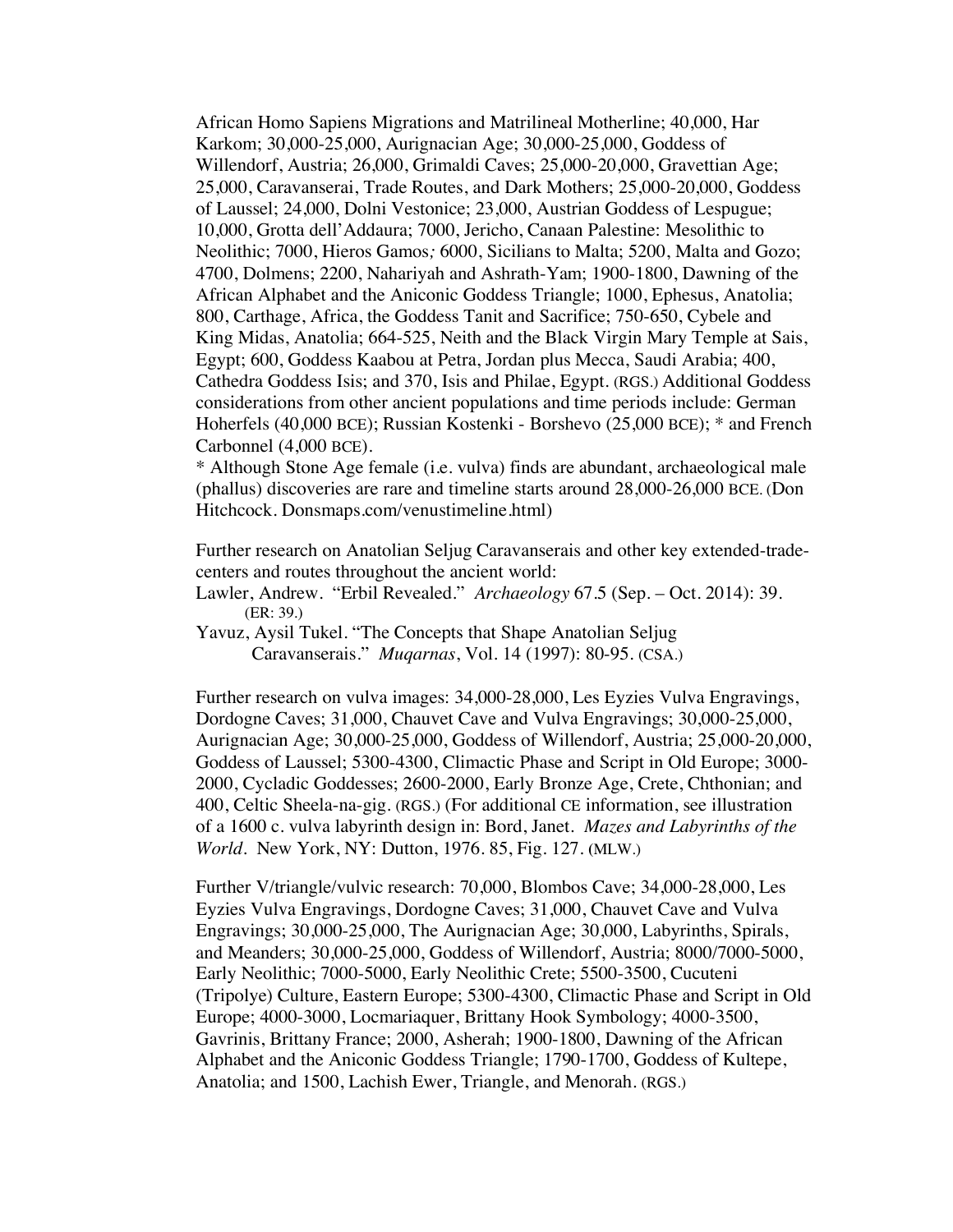African Homo Sapiens Migrations and Matrilineal Motherline; 40,000, Har Karkom; 30,000-25,000, Aurignacian Age; 30,000-25,000, Goddess of Willendorf, Austria; 26,000, Grimaldi Caves; 25,000-20,000, Gravettian Age; 25,000, Caravanserai, Trade Routes, and Dark Mothers; 25,000-20,000, Goddess of Laussel; 24,000, Dolni Vestonice; 23,000, Austrian Goddess of Lespugue; 10,000, Grotta dell'Addaura; 7000, Jericho, Canaan Palestine: Mesolithic to Neolithic; 7000, Hieros Gamos*;* 6000, Sicilians to Malta; 5200, Malta and Gozo; 4700, Dolmens; 2200, Nahariyah and Ashrath-Yam; 1900-1800, Dawning of the African Alphabet and the Aniconic Goddess Triangle; 1000, Ephesus, Anatolia; 800, Carthage, Africa, the Goddess Tanit and Sacrifice; 750-650, Cybele and King Midas, Anatolia; 664-525, Neith and the Black Virgin Mary Temple at Sais, Egypt; 600, Goddess Kaabou at Petra, Jordan plus Mecca, Saudi Arabia; 400, Cathedra Goddess Isis; and 370, Isis and Philae, Egypt. (RGS.) Additional Goddess considerations from other ancient populations and time periods include: German Hoherfels (40,000 BCE); Russian Kostenki - Borshevo (25,000 BCE); * and French Carbonnel (4,000 BCE).

* Although Stone Age female (i.e. vulva) finds are abundant, archaeological male (phallus) discoveries are rare and timeline starts around 28,000-26,000 BCE. (Don Hitchcock. Donsmaps.com/venustimeline.html)

Further research on Anatolian Seljug Caravanserais and other key extended-trade-centers and routes throughout the ancient world:

Lawler, Andrew. "Erbil Revealed." *Archaeology* 67.5 (Sep. – Oct. 2014): 39. (ER: 39.)

Yavuz, Aysil Tukel. "The Concepts that Shape Anatolian Seljug Caravanserais." *Muqarnas*, Vol. 14 (1997): 80-95. (CSA.)

Further research on vulva images: 34,000-28,000, Les Eyzies Vulva Engravings, Dordogne Caves; 31,000, Chauvet Cave and Vulva Engravings; 30,000-25,000, Aurignacian Age; 30,000-25,000, Goddess of Willendorf, Austria; 25,000-20,000, Goddess of Laussel; 5300-4300, Climactic Phase and Script in Old Europe; 3000-2000, Cycladic Goddesses; 2600-2000, Early Bronze Age, Crete, Chthonian; and 400, Celtic Sheela-na-gig. (RGS.) (For additional CE information, see illustration of a 1600 c. vulva labyrinth design in: Bord, Janet. *Mazes and Labyrinths of the World*. New York, NY: Dutton, 1976. 85, Fig. 127. (MLW.)

Further V/triangle/vulvic research: 70,000, Blombos Cave; 34,000-28,000, Les Eyzies Vulva Engravings, Dordogne Caves; 31,000, Chauvet Cave and Vulva Engravings; 30,000-25,000, The Aurignacian Age; 30,000, Labyrinths, Spirals, and Meanders; 30,000-25,000, Goddess of Willendorf, Austria; 8000/7000-5000, Early Neolithic; 7000-5000, Early Neolithic Crete; 5500-3500, Cucuteni (Tripolye) Culture, Eastern Europe; 5300-4300, Climactic Phase and Script in Old Europe; 4000-3000, Locmariaquer, Brittany Hook Symbology; 4000-3500, Gavrinis, Brittany France; 2000, Asherah; 1900-1800, Dawning of the African Alphabet and the Aniconic Goddess Triangle; 1790-1700, Goddess of Kultepe, Anatolia; and 1500, Lachish Ewer, Triangle, and Menorah. (RGS.)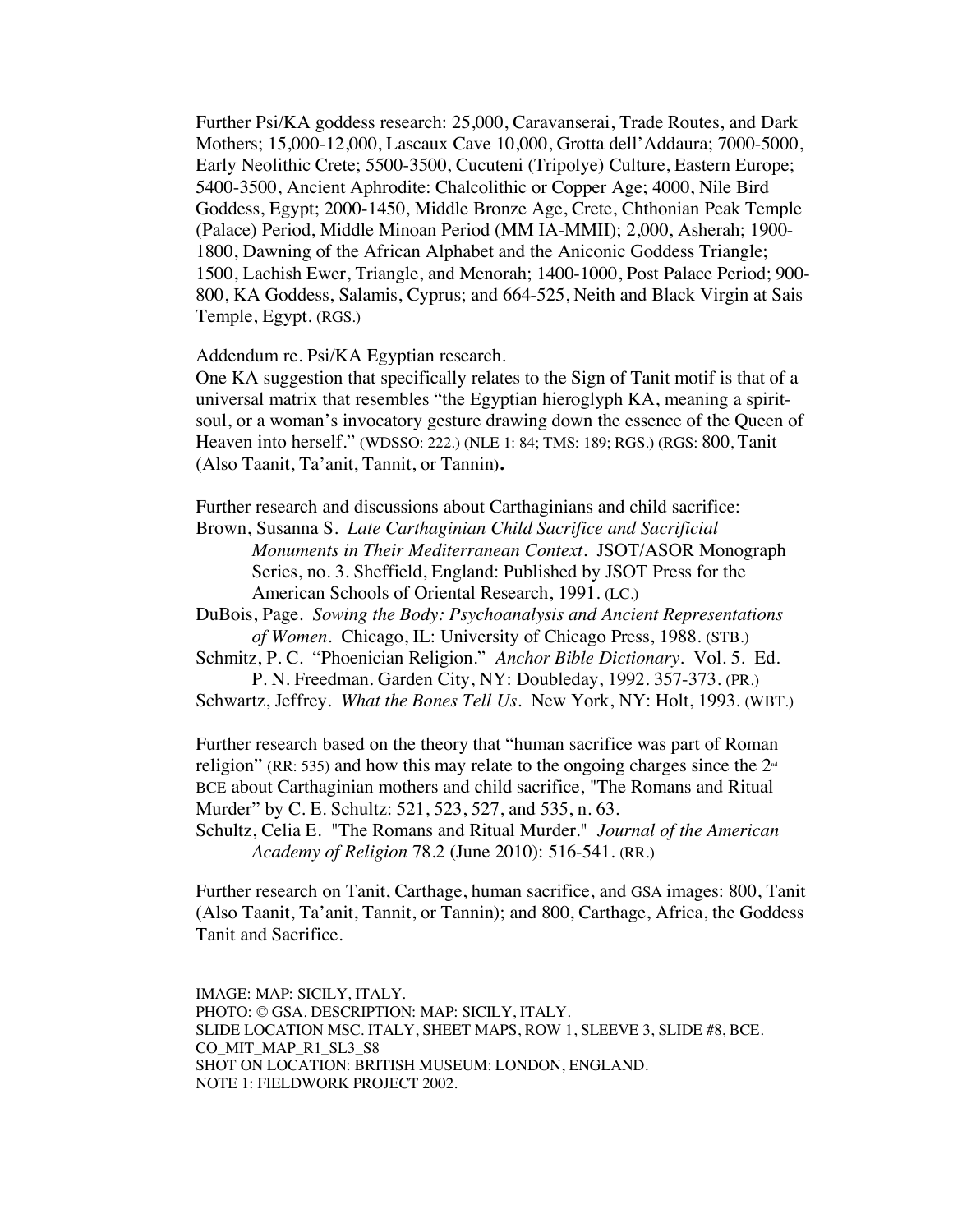Further Psi/KA goddess research: 25,000, Caravanserai, Trade Routes, and Dark Mothers; 15,000-12,000, Lascaux Cave 10,000, Grotta dell'Addaura; 7000-5000, Early Neolithic Crete; 5500-3500, Cucuteni (Tripolye) Culture, Eastern Europe; 5400-3500, Ancient Aphrodite: Chalcolithic or Copper Age; 4000, Nile Bird Goddess, Egypt; 2000-1450, Middle Bronze Age, Crete, Chthonian Peak Temple (Palace) Period, Middle Minoan Period (MM IA-MMII); 2,000, Asherah; 1900-1800, Dawning of the African Alphabet and the Aniconic Goddess Triangle; 1500, Lachish Ewer, Triangle, and Menorah; 1400-1000, Post Palace Period; 900-800, KA Goddess, Salamis, Cyprus; and 664-525, Neith and Black Virgin at Sais Temple, Egypt. (RGS.)

Addendum re. Psi/KA Egyptian research.
One KA suggestion that specifically relates to the Sign of Tanit motif is that of a universal matrix that resembles "the Egyptian hieroglyph KA, meaning a spirit-soul, or a woman's invocatory gesture drawing down the essence of the Queen of Heaven into herself." (WDSSO: 222.) (NLE 1: 84; TMS: 189; RGS.) (RGS: 800, Tanit (Also Taanit, Ta'anit, Tannit, or Tannin)**.**

Further research and discussions about Carthaginians and child sacrifice:

Brown, Susanna S. *Late Carthaginian Child Sacrifice and Sacrificial Monuments in Their Mediterranean Context*. JSOT/ASOR Monograph Series, no. 3. Sheffield, England: Published by JSOT Press for the American Schools of Oriental Research, 1991. (LC.)

DuBois, Page. *Sowing the Body: Psychoanalysis and Ancient Representations of Women*. Chicago, IL: University of Chicago Press, 1988. (STB.)

Schmitz, P. C. "Phoenician Religion." *Anchor Bible Dictionary*. Vol. 5. Ed. P. N. Freedman. Garden City, NY: Doubleday, 1992. 357-373. (PR.)

Schwartz, Jeffrey. *What the Bones Tell Us*. New York, NY: Holt, 1993. (WBT.)

Further research based on the theory that "human sacrifice was part of Roman religion" (RR: 535) and how this may relate to the ongoing charges since the 2nd BCE about Carthaginian mothers and child sacrifice, "The Romans and Ritual Murder" by C. E. Schultz: 521, 523, 527, and 535, n. 63.

Schultz, Celia E. "The Romans and Ritual Murder." *Journal of the American Academy of Religion* 78.2 (June 2010): 516-541. (RR.)

Further research on Tanit, Carthage, human sacrifice, and GSA images: 800, Tanit (Also Taanit, Ta'anit, Tannit, or Tannin); and 800, Carthage, Africa, the Goddess Tanit and Sacrifice.

IMAGE: MAP: SICILY, ITALY.
PHOTO: © GSA. DESCRIPTION: MAP: SICILY, ITALY.
SLIDE LOCATION MSC. ITALY, SHEET MAPS, ROW 1, SLEEVE 3, SLIDE #8, BCE.
CO_MIT_MAP_R1_SL3_S8
SHOT ON LOCATION: BRITISH MUSEUM: LONDON, ENGLAND.
NOTE 1: FIELDWORK PROJECT 2002.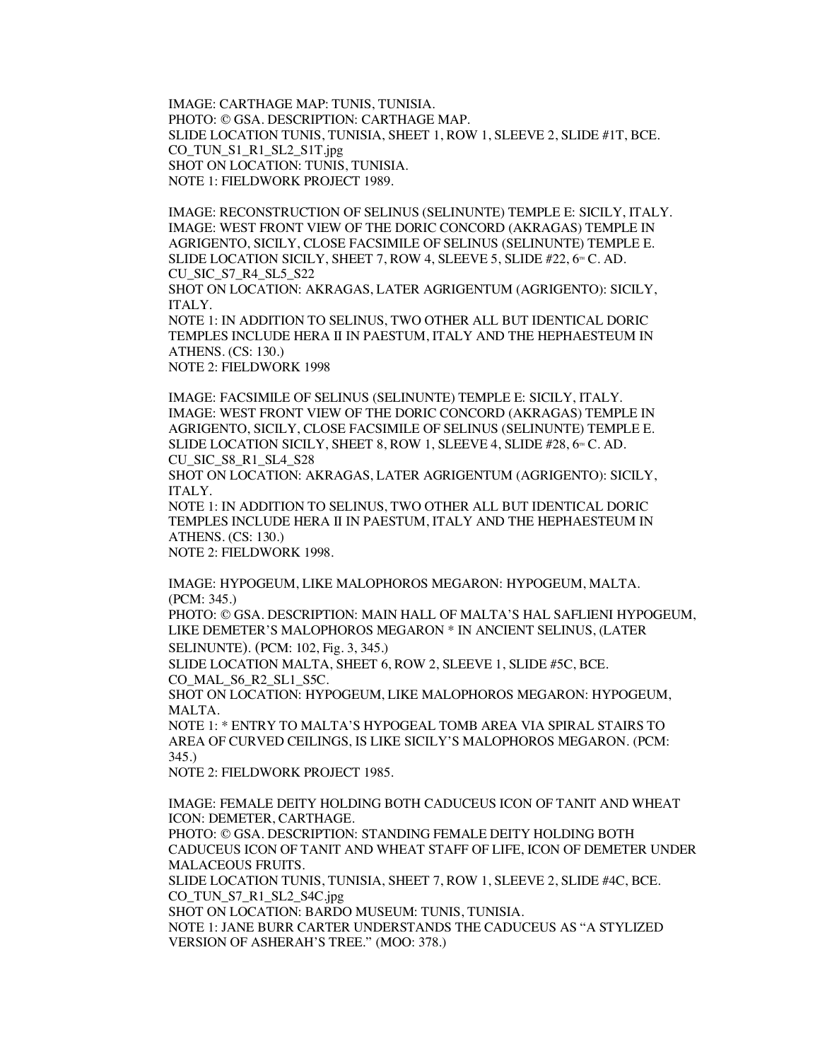IMAGE: CARTHAGE MAP: TUNIS, TUNISIA.
PHOTO: © GSA. DESCRIPTION: CARTHAGE MAP.
SLIDE LOCATION TUNIS, TUNISIA, SHEET 1, ROW 1, SLEEVE 2, SLIDE #1T, BCE.
CO_TUN_S1_R1_SL2_S1T.jpg
SHOT ON LOCATION: TUNIS, TUNISIA.
NOTE 1: FIELDWORK PROJECT 1989.

IMAGE: RECONSTRUCTION OF SELINUS (SELINUNTE) TEMPLE E: SICILY, ITALY.
IMAGE: WEST FRONT VIEW OF THE DORIC CONCORD (AKRAGAS) TEMPLE IN AGRIGENTO, SICILY, CLOSE FACSIMILE OF SELINUS (SELINUNTE) TEMPLE E.
SLIDE LOCATION SICILY, SHEET 7, ROW 4, SLEEVE 5, SLIDE #22, 6TH C. AD.
CU_SIC_S7_R4_SL5_S22
SHOT ON LOCATION: AKRAGAS, LATER AGRIGENTUM (AGRIGENTO): SICILY, ITALY.
NOTE 1: IN ADDITION TO SELINUS, TWO OTHER ALL BUT IDENTICAL DORIC TEMPLES INCLUDE HERA II IN PAESTUM, ITALY AND THE HEPHAESTEUM IN ATHENS. (CS: 130.)
NOTE 2: FIELDWORK 1998

IMAGE: FACSIMILE OF SELINUS (SELINUNTE) TEMPLE E: SICILY, ITALY.
IMAGE: WEST FRONT VIEW OF THE DORIC CONCORD (AKRAGAS) TEMPLE IN AGRIGENTO, SICILY, CLOSE FACSIMILE OF SELINUS (SELINUNTE) TEMPLE E.
SLIDE LOCATION SICILY, SHEET 8, ROW 1, SLEEVE 4, SLIDE #28, 6TH C. AD.
CU_SIC_S8_R1_SL4_S28
SHOT ON LOCATION: AKRAGAS, LATER AGRIGENTUM (AGRIGENTO): SICILY, ITALY.
NOTE 1: IN ADDITION TO SELINUS, TWO OTHER ALL BUT IDENTICAL DORIC TEMPLES INCLUDE HERA II IN PAESTUM, ITALY AND THE HEPHAESTEUM IN ATHENS. (CS: 130.)
NOTE 2: FIELDWORK 1998.

IMAGE: HYPOGEUM, LIKE MALOPHOROS MEGARON: HYPOGEUM, MALTA. (PCM: 345.)
PHOTO: © GSA. DESCRIPTION: MAIN HALL OF MALTA'S HAL SAFLIENI HYPOGEUM, LIKE DEMETER'S MALOPHOROS MEGARON * IN ANCIENT SELINUS, (LATER SELINUNTE). (PCM: 102, Fig. 3, 345.)
SLIDE LOCATION MALTA, SHEET 6, ROW 2, SLEEVE 1, SLIDE #5C, BCE.
CO_MAL_S6_R2_SL1_S5C.
SHOT ON LOCATION: HYPOGEUM, LIKE MALOPHOROS MEGARON: HYPOGEUM, MALTA.
NOTE 1: * ENTRY TO MALTA'S HYPOGEAL TOMB AREA VIA SPIRAL STAIRS TO AREA OF CURVED CEILINGS, IS LIKE SICILY'S MALOPHOROS MEGARON. (PCM: 345.)
NOTE 2: FIELDWORK PROJECT 1985.

IMAGE: FEMALE DEITY HOLDING BOTH CADUCEUS ICON OF TANIT AND WHEAT ICON: DEMETER, CARTHAGE.
PHOTO: © GSA. DESCRIPTION: STANDING FEMALE DEITY HOLDING BOTH CADUCEUS ICON OF TANIT AND WHEAT STAFF OF LIFE, ICON OF DEMETER UNDER MALACEOUS FRUITS.
SLIDE LOCATION TUNIS, TUNISIA, SHEET 7, ROW 1, SLEEVE 2, SLIDE #4C, BCE.
CO_TUN_S7_R1_SL2_S4C.jpg
SHOT ON LOCATION: BARDO MUSEUM: TUNIS, TUNISIA.
NOTE 1: JANE BURR CARTER UNDERSTANDS THE CADUCEUS AS "A STYLIZED VERSION OF ASHERAH'S TREE." (MOO: 378.)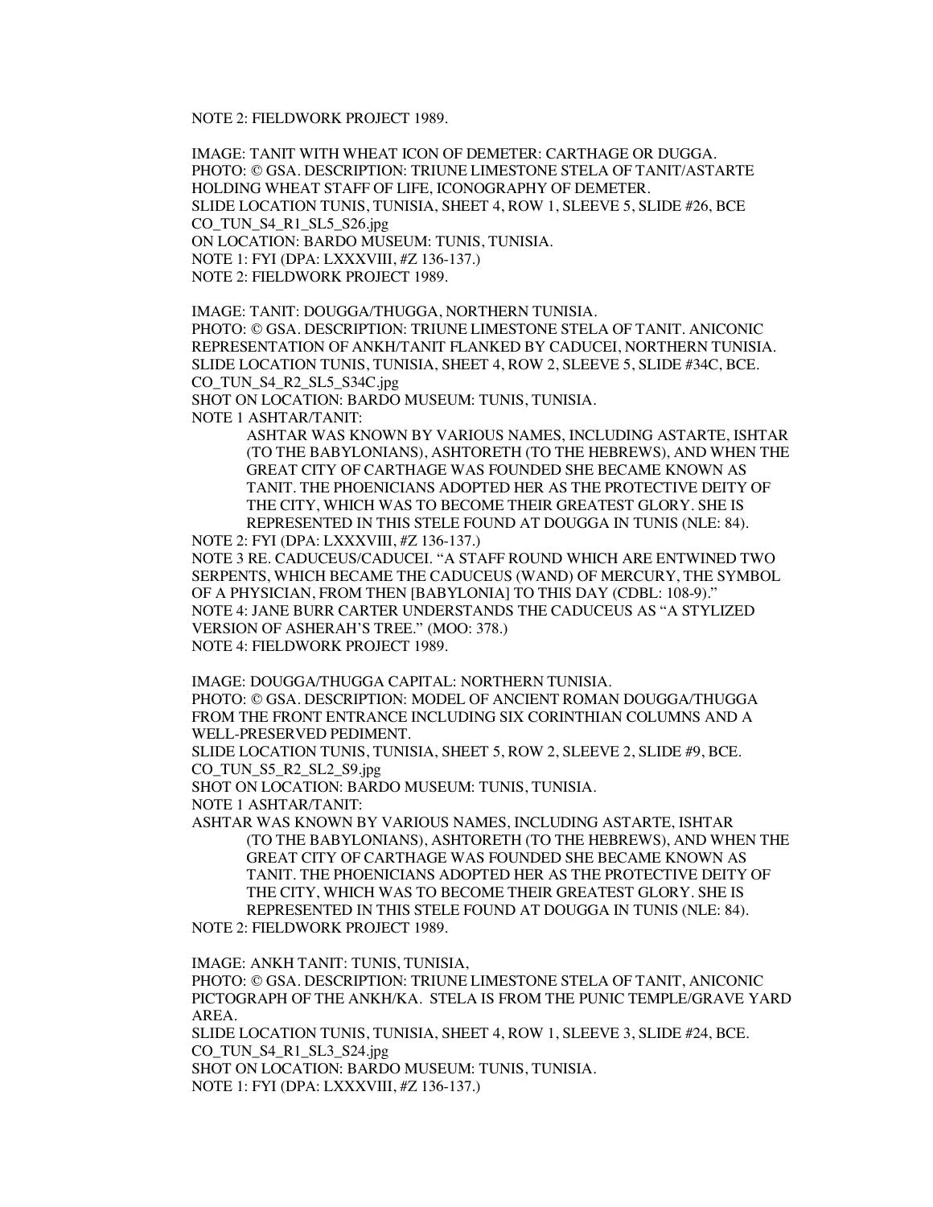NOTE 2: FIELDWORK PROJECT 1989.

IMAGE: TANIT WITH WHEAT ICON OF DEMETER: CARTHAGE OR DUGGA.
PHOTO: © GSA. DESCRIPTION: TRIUNE LIMESTONE STELA OF TANIT/ASTARTE HOLDING WHEAT STAFF OF LIFE, ICONOGRAPHY OF DEMETER.
SLIDE LOCATION TUNIS, TUNISIA, SHEET 4, ROW 1, SLEEVE 5, SLIDE #26, BCE
CO_TUN_S4_R1_SL5_S26.jpg
ON LOCATION: BARDO MUSEUM: TUNIS, TUNISIA.
NOTE 1: FYI (DPA: LXXXVIII, #Z 136-137.)
NOTE 2: FIELDWORK PROJECT 1989.

IMAGE: TANIT: DOUGGA/THUGGA, NORTHERN TUNISIA.
PHOTO: © GSA. DESCRIPTION: TRIUNE LIMESTONE STELA OF TANIT. ANICONIC REPRESENTATION OF ANKH/TANIT FLANKED BY CADUCEI, NORTHERN TUNISIA.
SLIDE LOCATION TUNIS, TUNISIA, SHEET 4, ROW 2, SLEEVE 5, SLIDE #34C, BCE.
CO_TUN_S4_R2_SL5_S34C.jpg
SHOT ON LOCATION: BARDO MUSEUM: TUNIS, TUNISIA.
NOTE 1 ASHTAR/TANIT:

> ASHTAR WAS KNOWN BY VARIOUS NAMES, INCLUDING ASTARTE, ISHTAR (TO THE BABYLONIANS), ASHTORETH (TO THE HEBREWS), AND WHEN THE GREAT CITY OF CARTHAGE WAS FOUNDED SHE BECAME KNOWN AS TANIT. THE PHOENICIANS ADOPTED HER AS THE PROTECTIVE DEITY OF THE CITY, WHICH WAS TO BECOME THEIR GREATEST GLORY. SHE IS REPRESENTED IN THIS STELE FOUND AT DOUGGA IN TUNIS (NLE: 84).

NOTE 2: FYI (DPA: LXXXVIII, #Z 136-137.)
NOTE 3 RE. CADUCEUS/CADUCEI. "A STAFF ROUND WHICH ARE ENTWINED TWO SERPENTS, WHICH BECAME THE CADUCEUS (WAND) OF MERCURY, THE SYMBOL OF A PHYSICIAN, FROM THEN [BABYLONIA] TO THIS DAY (CDBL: 108-9)."
NOTE 4: JANE BURR CARTER UNDERSTANDS THE CADUCEUS AS "A STYLIZED VERSION OF ASHERAH'S TREE." (MOO: 378.)
NOTE 4: FIELDWORK PROJECT 1989.

IMAGE: DOUGGA/THUGGA CAPITAL: NORTHERN TUNISIA.
PHOTO: © GSA. DESCRIPTION: MODEL OF ANCIENT ROMAN DOUGGA/THUGGA FROM THE FRONT ENTRANCE INCLUDING SIX CORINTHIAN COLUMNS AND A WELL-PRESERVED PEDIMENT.
SLIDE LOCATION TUNIS, TUNISIA, SHEET 5, ROW 2, SLEEVE 2, SLIDE #9, BCE.
CO_TUN_S5_R2_SL2_S9.jpg
SHOT ON LOCATION: BARDO MUSEUM: TUNIS, TUNISIA.
NOTE 1 ASHTAR/TANIT:
ASHTAR WAS KNOWN BY VARIOUS NAMES, INCLUDING ASTARTE, ISHTAR

> (TO THE BABYLONIANS), ASHTORETH (TO THE HEBREWS), AND WHEN THE GREAT CITY OF CARTHAGE WAS FOUNDED SHE BECAME KNOWN AS TANIT. THE PHOENICIANS ADOPTED HER AS THE PROTECTIVE DEITY OF THE CITY, WHICH WAS TO BECOME THEIR GREATEST GLORY. SHE IS REPRESENTED IN THIS STELE FOUND AT DOUGGA IN TUNIS (NLE: 84).

NOTE 2: FIELDWORK PROJECT 1989.

IMAGE: ANKH TANIT: TUNIS, TUNISIA,
PHOTO: © GSA. DESCRIPTION: TRIUNE LIMESTONE STELA OF TANIT, ANICONIC PICTOGRAPH OF THE ANKH/KA. STELA IS FROM THE PUNIC TEMPLE/GRAVE YARD AREA.
SLIDE LOCATION TUNIS, TUNISIA, SHEET 4, ROW 1, SLEEVE 3, SLIDE #24, BCE.
CO_TUN_S4_R1_SL3_S24.jpg
SHOT ON LOCATION: BARDO MUSEUM: TUNIS, TUNISIA.
NOTE 1: FYI (DPA: LXXXVIII, #Z 136-137.)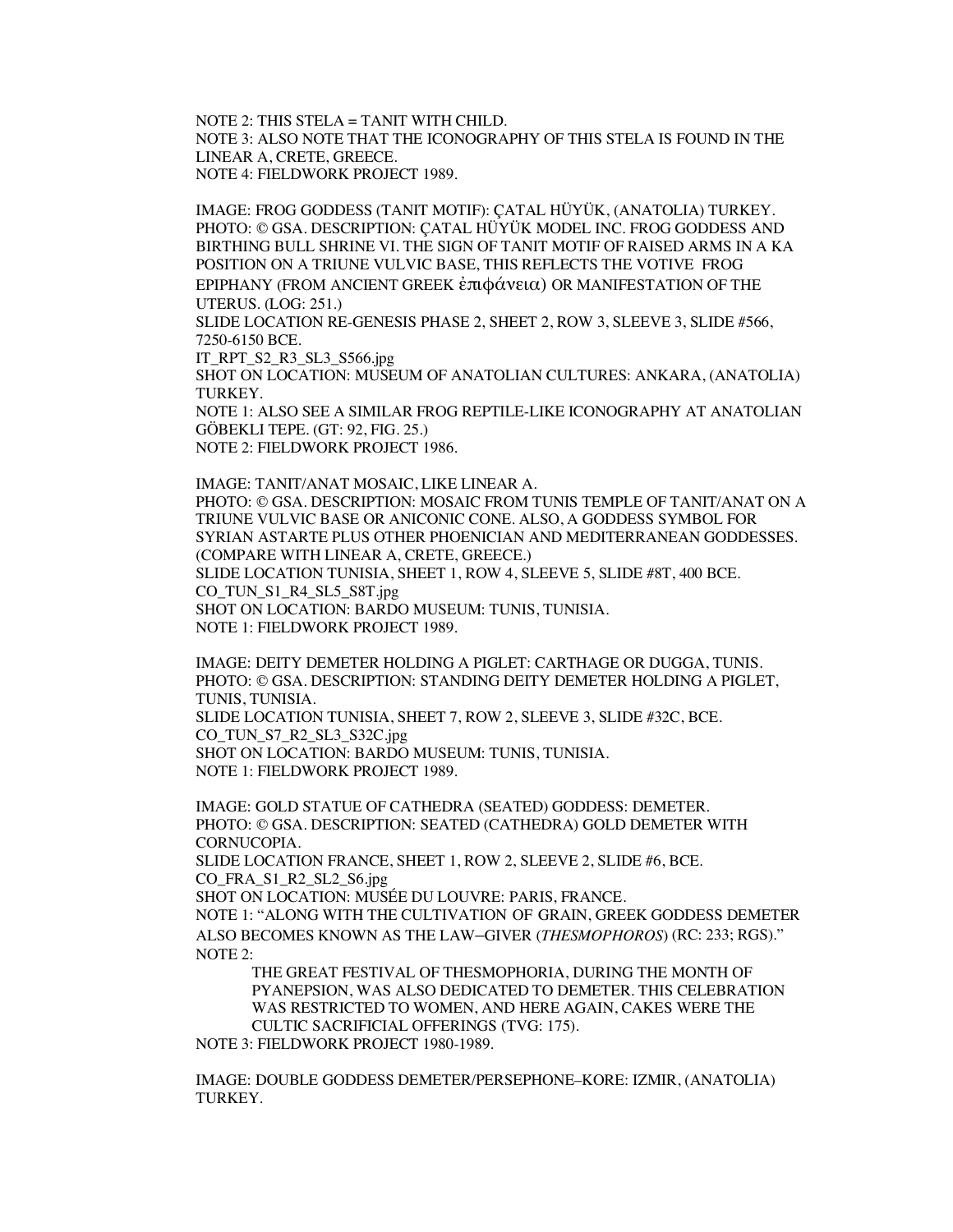NOTE 2: THIS STELA = TANIT WITH CHILD.
NOTE 3: ALSO NOTE THAT THE ICONOGRAPHY OF THIS STELA IS FOUND IN THE LINEAR A, CRETE, GREECE.
NOTE 4: FIELDWORK PROJECT 1989.

IMAGE: FROG GODDESS (TANIT MOTIF): ÇATAL HÜYÜK, (ANATOLIA) TURKEY.
PHOTO: © GSA. DESCRIPTION: ÇATAL HÜYÜK MODEL INC. FROG GODDESS AND BIRTHING BULL SHRINE VI. THE SIGN OF TANIT MOTIF OF RAISED ARMS IN A KA POSITION ON A TRIUNE VULVIC BASE, THIS REFLECTS THE VOTIVE FROG EPIPHANY (FROM ANCIENT GREEK ἐπιφάνεια) OR MANIFESTATION OF THE UTERUS. (LOG: 251.)
SLIDE LOCATION RE-GENESIS PHASE 2, SHEET 2, ROW 3, SLEEVE 3, SLIDE #566, 7250-6150 BCE.
IT_RPT_S2_R3_SL3_S566.jpg
SHOT ON LOCATION: MUSEUM OF ANATOLIAN CULTURES: ANKARA, (ANATOLIA) TURKEY.
NOTE 1: ALSO SEE A SIMILAR FROG REPTILE-LIKE ICONOGRAPHY AT ANATOLIAN GÖBEKLI TEPE. (GT: 92, FIG. 25.)
NOTE 2: FIELDWORK PROJECT 1986.

IMAGE: TANIT/ANAT MOSAIC, LIKE LINEAR A.
PHOTO: © GSA. DESCRIPTION: MOSAIC FROM TUNIS TEMPLE OF TANIT/ANAT ON A TRIUNE VULVIC BASE OR ANICONIC CONE. ALSO, A GODDESS SYMBOL FOR SYRIAN ASTARTE PLUS OTHER PHOENICIAN AND MEDITERRANEAN GODDESSES. (COMPARE WITH LINEAR A, CRETE, GREECE.)
SLIDE LOCATION TUNISIA, SHEET 1, ROW 4, SLEEVE 5, SLIDE #8T, 400 BCE.
CO_TUN_S1_R4_SL5_S8T.jpg
SHOT ON LOCATION: BARDO MUSEUM: TUNIS, TUNISIA.
NOTE 1: FIELDWORK PROJECT 1989.

IMAGE: DEITY DEMETER HOLDING A PIGLET: CARTHAGE OR DUGGA, TUNIS.
PHOTO: © GSA. DESCRIPTION: STANDING DEITY DEMETER HOLDING A PIGLET, TUNIS, TUNISIA.
SLIDE LOCATION TUNISIA, SHEET 7, ROW 2, SLEEVE 3, SLIDE #32C, BCE.
CO_TUN_S7_R2_SL3_S32C.jpg
SHOT ON LOCATION: BARDO MUSEUM: TUNIS, TUNISIA.
NOTE 1: FIELDWORK PROJECT 1989.

IMAGE: GOLD STATUE OF CATHEDRA (SEATED) GODDESS: DEMETER.
PHOTO: © GSA. DESCRIPTION: SEATED (CATHEDRA) GOLD DEMETER WITH CORNUCOPIA.
SLIDE LOCATION FRANCE, SHEET 1, ROW 2, SLEEVE 2, SLIDE #6, BCE.
CO_FRA_S1_R2_SL2_S6.jpg
SHOT ON LOCATION: MUSÉE DU LOUVRE: PARIS, FRANCE.
NOTE 1: "ALONG WITH THE CULTIVATION OF GRAIN, GREEK GODDESS DEMETER ALSO BECOMES KNOWN AS THE LAW–GIVER (*THESMOPHOROS*) (RC: 233; RGS)."
NOTE 2:

> THE GREAT FESTIVAL OF THESMOPHORIA, DURING THE MONTH OF PYANEPSION, WAS ALSO DEDICATED TO DEMETER. THIS CELEBRATION WAS RESTRICTED TO WOMEN, AND HERE AGAIN, CAKES WERE THE CULTIC SACRIFICIAL OFFERINGS (TVG: 175).

NOTE 3: FIELDWORK PROJECT 1980-1989.

IMAGE: DOUBLE GODDESS DEMETER/PERSEPHONE–KORE: IZMIR, (ANATOLIA) TURKEY.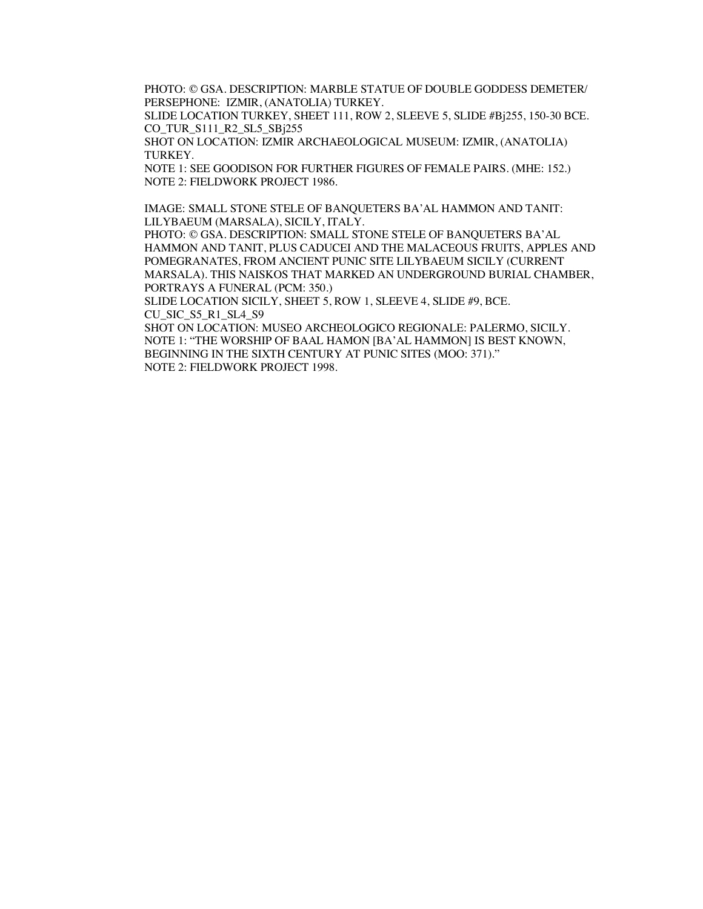PHOTO: © GSA. DESCRIPTION: MARBLE STATUE OF DOUBLE GODDESS DEMETER/ PERSEPHONE: IZMIR, (ANATOLIA) TURKEY.
SLIDE LOCATION TURKEY, SHEET 111, ROW 2, SLEEVE 5, SLIDE #Bj255, 150-30 BCE.
CO_TUR_S111_R2_SL5_SBj255
SHOT ON LOCATION: IZMIR ARCHAEOLOGICAL MUSEUM: IZMIR, (ANATOLIA) TURKEY.
NOTE 1: SEE GOODISON FOR FURTHER FIGURES OF FEMALE PAIRS. (MHE: 152.)
NOTE 2: FIELDWORK PROJECT 1986.

IMAGE: SMALL STONE STELE OF BANQUETERS BA'AL HAMMON AND TANIT: LILYBAEUM (MARSALA), SICILY, ITALY.
PHOTO: © GSA. DESCRIPTION: SMALL STONE STELE OF BANQUETERS BA'AL HAMMON AND TANIT, PLUS CADUCEI AND THE MALACEOUS FRUITS, APPLES AND POMEGRANATES, FROM ANCIENT PUNIC SITE LILYBAEUM SICILY (CURRENT MARSALA). THIS NAISKOS THAT MARKED AN UNDERGROUND BURIAL CHAMBER, PORTRAYS A FUNERAL (PCM: 350.)
SLIDE LOCATION SICILY, SHEET 5, ROW 1, SLEEVE 4, SLIDE #9, BCE.
CU_SIC_S5_R1_SL4_S9
SHOT ON LOCATION: MUSEO ARCHEOLOGICO REGIONALE: PALERMO, SICILY.
NOTE 1: "THE WORSHIP OF BAAL HAMON [BA'AL HAMMON] IS BEST KNOWN, BEGINNING IN THE SIXTH CENTURY AT PUNIC SITES (MOO: 371)."
NOTE 2: FIELDWORK PROJECT 1998.